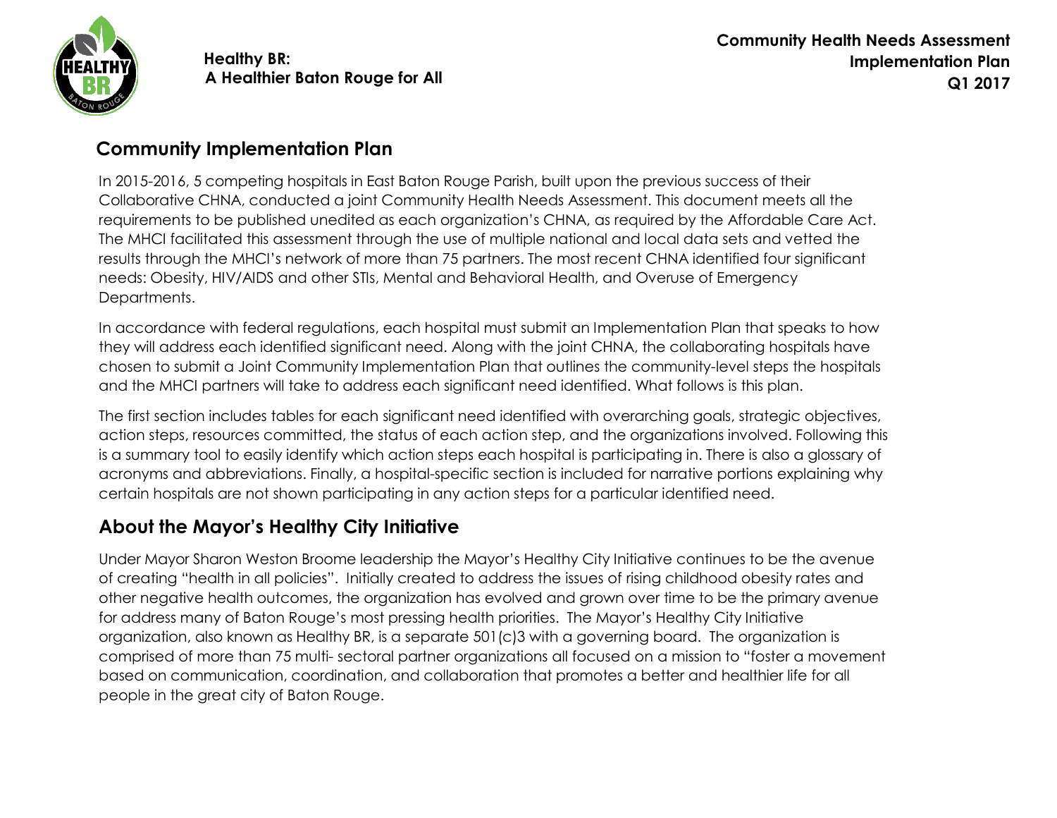**Healthy BR:**
**A Healthier Baton Rouge for All**

**Community Health Needs Assessment**
**Implementation Plan**
**Q1 2017**

## Community Implementation Plan

In 2015-2016, 5 competing hospitals in East Baton Rouge Parish, built upon the previous success of their Collaborative CHNA, conducted a joint Community Health Needs Assessment. This document meets all the requirements to be published unedited as each organization's CHNA, as required by the Affordable Care Act. The MHCI facilitated this assessment through the use of multiple national and local data sets and vetted the results through the MHCI's network of more than 75 partners. The most recent CHNA identified four significant needs: Obesity, HIV/AIDS and other STIs, Mental and Behavioral Health, and Overuse of Emergency Departments.

In accordance with federal regulations, each hospital must submit an Implementation Plan that speaks to how they will address each identified significant need. Along with the joint CHNA, the collaborating hospitals have chosen to submit a Joint Community Implementation Plan that outlines the community-level steps the hospitals and the MHCI partners will take to address each significant need identified. What follows is this plan.

The first section includes tables for each significant need identified with overarching goals, strategic objectives, action steps, resources committed, the status of each action step, and the organizations involved. Following this is a summary tool to easily identify which action steps each hospital is participating in. There is also a glossary of acronyms and abbreviations. Finally, a hospital-specific section is included for narrative portions explaining why certain hospitals are not shown participating in any action steps for a particular identified need.

## About the Mayor's Healthy City Initiative

Under Mayor Sharon Weston Broome leadership the Mayor's Healthy City Initiative continues to be the avenue of creating "health in all policies". Initially created to address the issues of rising childhood obesity rates and other negative health outcomes, the organization has evolved and grown over time to be the primary avenue for address many of Baton Rouge's most pressing health priorities. The Mayor's Healthy City Initiative organization, also known as Healthy BR, is a separate 501(c)3 with a governing board. The organization is comprised of more than 75 multi- sectoral partner organizations all focused on a mission to "foster a movement based on communication, coordination, and collaboration that promotes a better and healthier life for all people in the great city of Baton Rouge.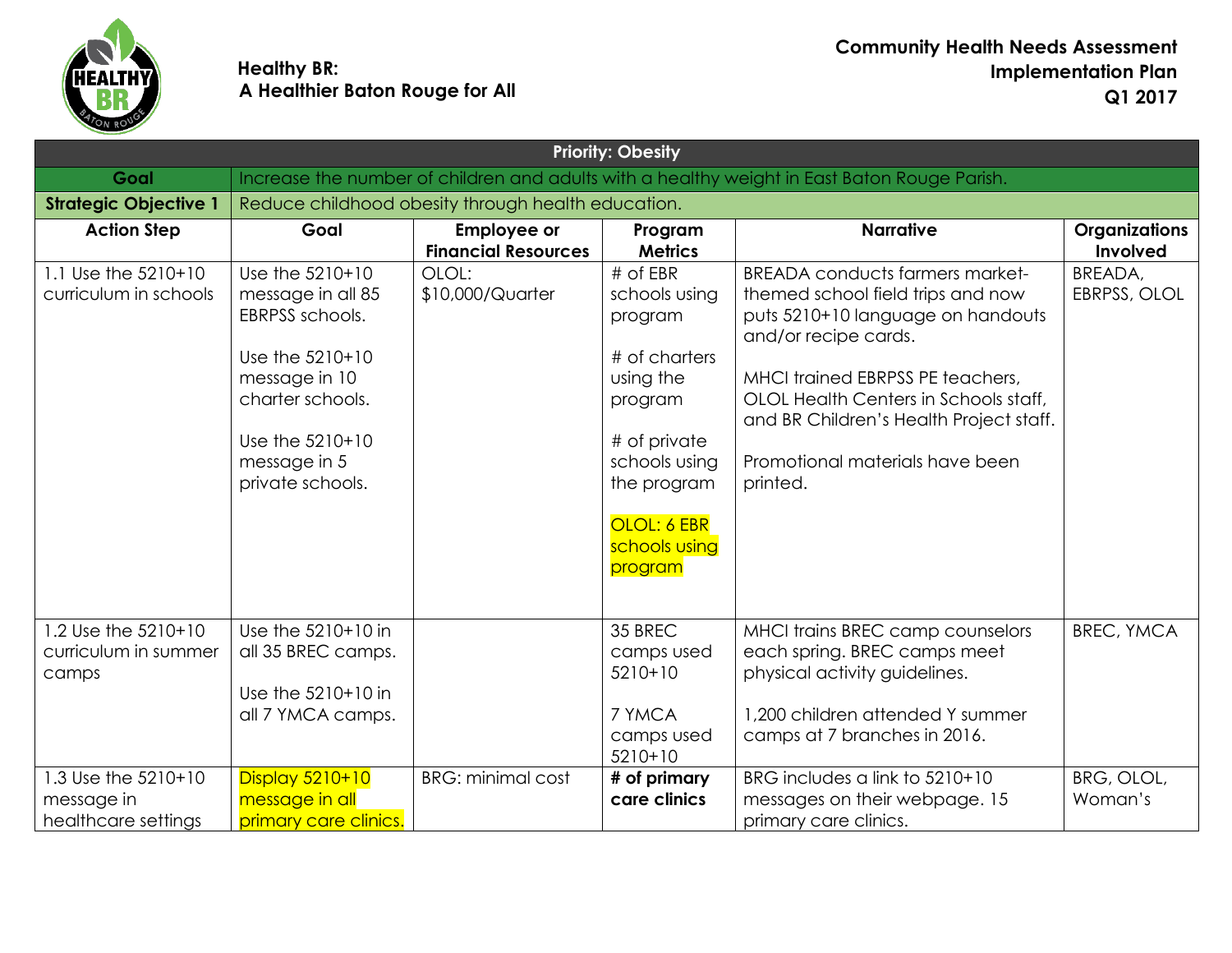**Healthy BR:**
**A Healthier Baton Rouge for All**

**Community Health Needs Assessment Implementation Plan Q1 2017**

| **Priority: Obesity** | | | | | |
|---|---|---|---|---|---|
| **Goal** | Increase the number of children and adults with a healthy weight in East Baton Rouge Parish. | | | | |
| **Strategic Objective 1** | Reduce childhood obesity through health education. | | | | |
| **Action Step** | **Goal** | **Employee or Financial Resources** | **Program Metrics** | **Narrative** | **Organizations Involved** |
| 1.1 Use the 5210+10 curriculum in schools | Use the 5210+10 message in all 85 EBRPSS schools.<br><br>Use the 5210+10 message in 10 charter schools.<br><br>Use the 5210+10 message in 5 private schools. | OLOL: $10,000/Quarter | # of EBR schools using program<br><br># of charters using the program<br><br># of private schools using the program<br><br>OLOL: 6 EBR schools using program | BREADA conducts farmers market-themed school field trips and now puts 5210+10 language on handouts and/or recipe cards.<br><br>MHCI trained EBRPSS PE teachers, OLOL Health Centers in Schools staff, and BR Children's Health Project staff.<br><br>Promotional materials have been printed. | BREADA, EBRPSS, OLOL |
| 1.2 Use the 5210+10 curriculum in summer camps | Use the 5210+10 in all 35 BREC camps.<br><br>Use the 5210+10 in all 7 YMCA camps. | | 35 BREC camps used 5210+10<br><br>7 YMCA camps used 5210+10 | MHCI trains BREC camp counselors each spring. BREC camps meet physical activity guidelines.<br><br>1,200 children attended Y summer camps at 7 branches in 2016. | BREC, YMCA |
| 1.3 Use the 5210+10 message in healthcare settings | Display 5210+10 message in all primary care clinics. | BRG: minimal cost | **# of primary care clinics** | BRG includes a link to 5210+10 messages on their webpage. 15 primary care clinics. | BRG, OLOL, Woman's |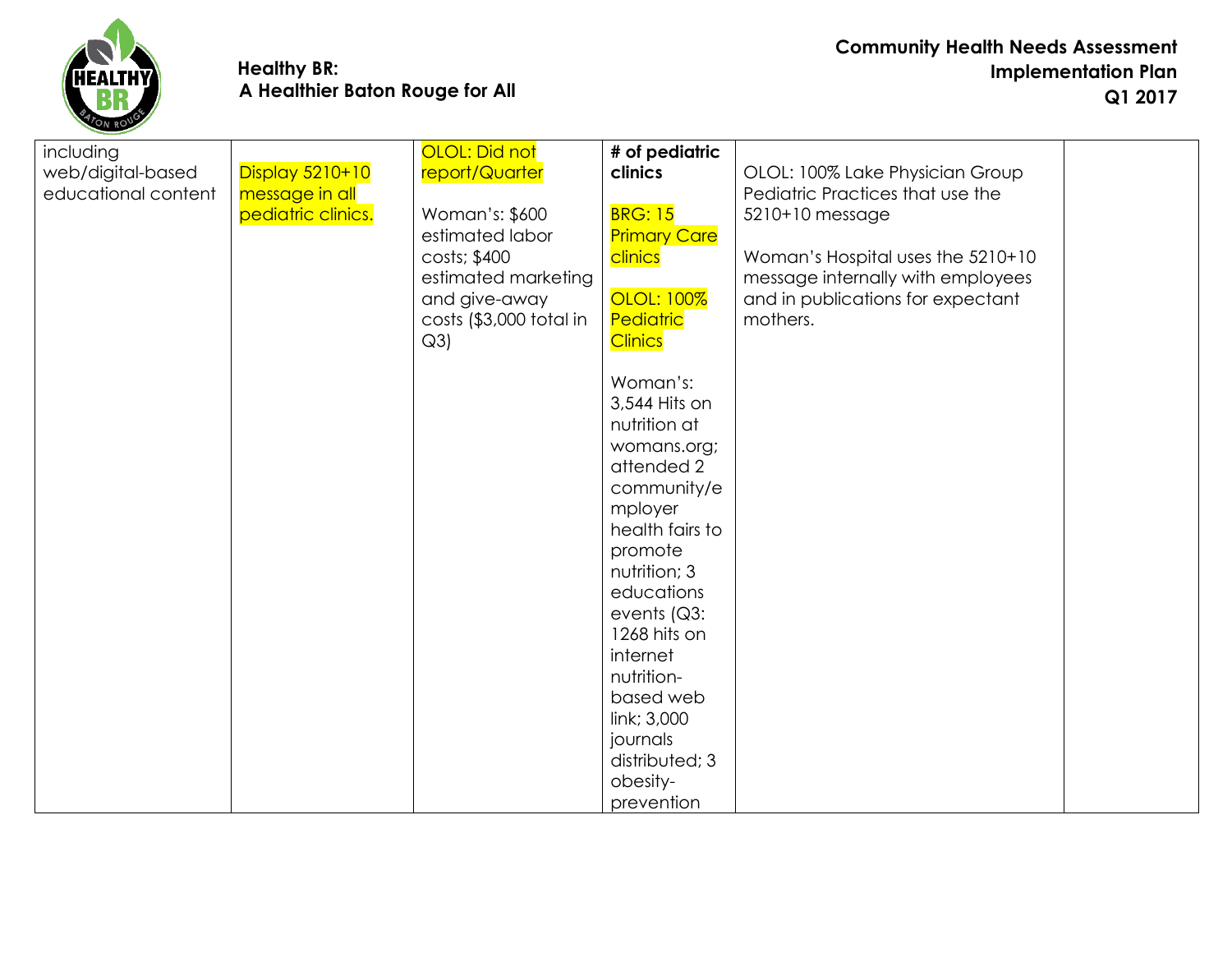| including web/digital-based educational content | Display 5210+10 message in all pediatric clinics. | OLOL: Did not report/Quarter<br><br>Woman's: $600 estimated labor costs; $400 estimated marketing and give-away costs ($3,000 total in Q3) | **# of pediatric clinics**<br><br>BRG: 15 Primary Care clinics<br><br>OLOL: 100% Pediatric Clinics<br><br>Woman's: 3,544 Hits on nutrition at womans.org; attended 2 community/employer health fairs to promote nutrition; 3 educations events (Q3: 1268 hits on internet nutrition-based web link; 3,000 journals distributed; 3 obesity-prevention | OLOL: 100% Lake Physician Group Pediatric Practices that use the 5210+10 message<br><br>Woman's Hospital uses the 5210+10 message internally with employees and in publications for expectant mothers. | |
|---|---|---|---|---|---|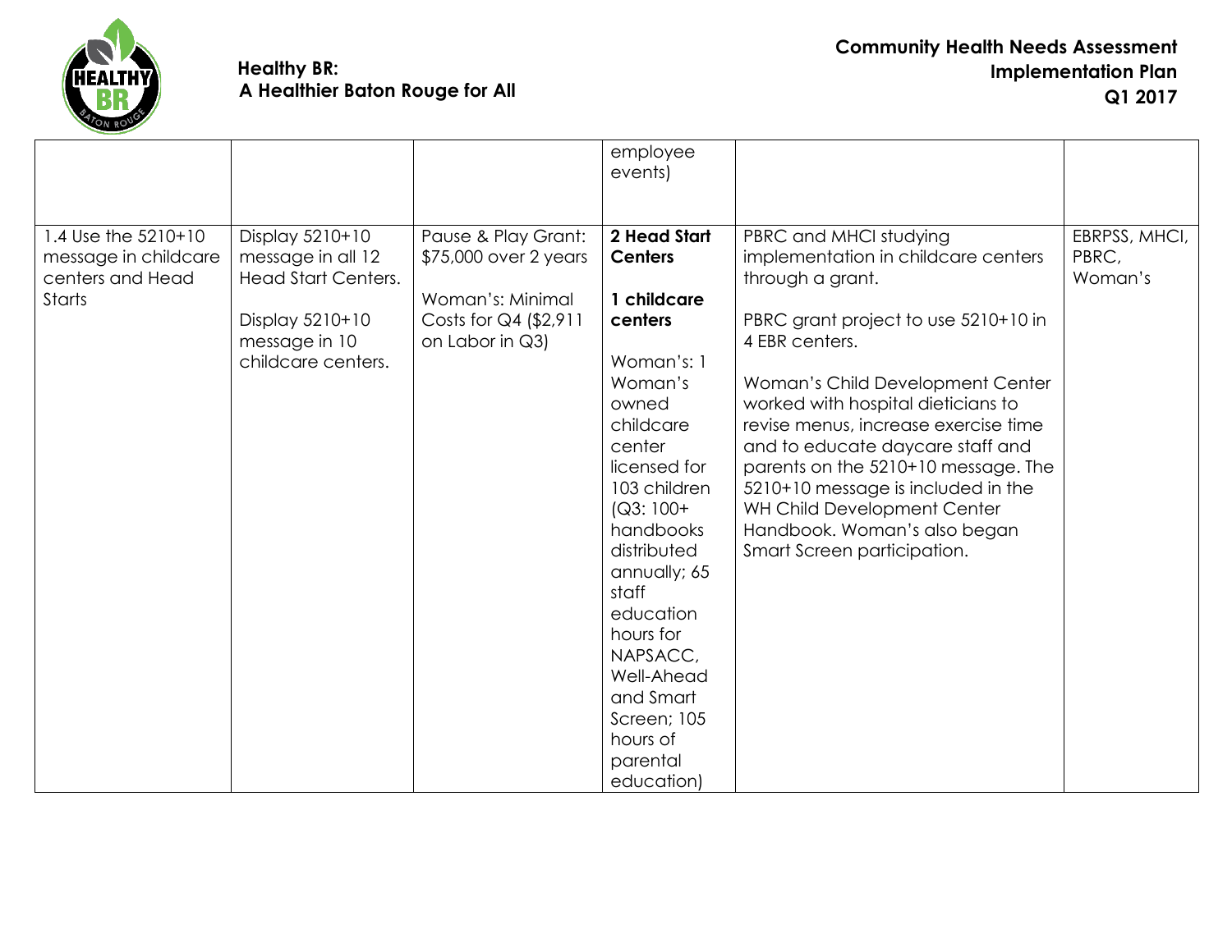| | | | employee events) | | |
|---|---|---|---|---|---|
| 1.4 Use the 5210+10 message in childcare centers and Head Starts | Display 5210+10 message in all 12 Head Start Centers.<br><br>Display 5210+10 message in 10 childcare centers. | Pause & Play Grant: $75,000 over 2 years<br><br>Woman's: Minimal Costs for Q4 ($2,911 on Labor in Q3) | **2 Head Start Centers**<br><br>**1 childcare centers**<br><br>Woman's: 1 Woman's owned childcare center licensed for 103 children (Q3: 100+ handbooks distributed annually; 65 staff education hours for NAPSACC, Well-Ahead and Smart Screen; 105 hours of parental education) | PBRC and MHCI studying implementation in childcare centers through a grant.<br><br>PBRC grant project to use 5210+10 in 4 EBR centers.<br><br>Woman's Child Development Center worked with hospital dieticians to revise menus, increase exercise time and to educate daycare staff and parents on the 5210+10 message. The 5210+10 message is included in the WH Child Development Center Handbook. Woman's also began Smart Screen participation. | EBRPSS, MHCI, PBRC, Woman's |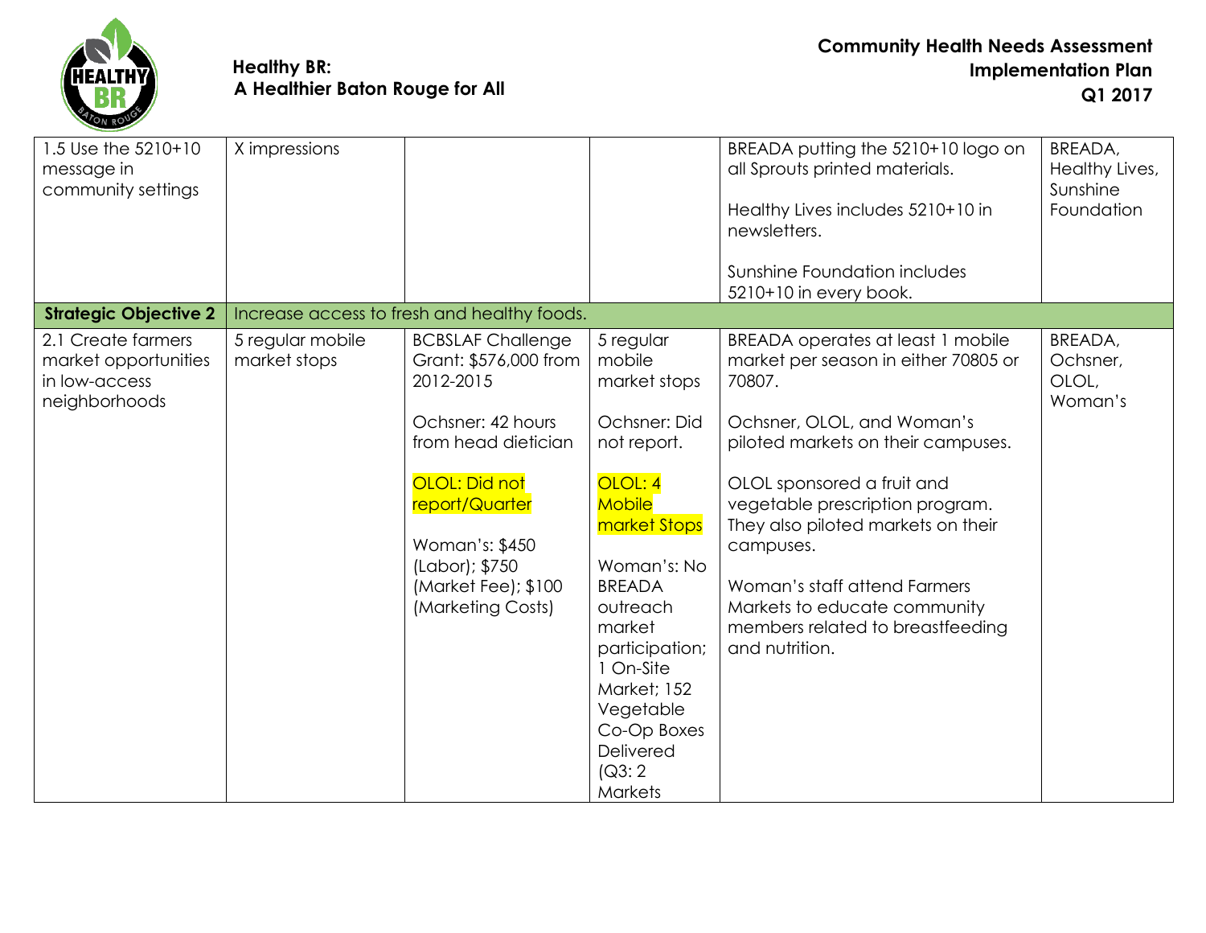| 1.5 Use the 5210+10 message in community settings | X impressions | | | BREADA putting the 5210+10 logo on all Sprouts printed materials.<br><br>Healthy Lives includes 5210+10 in newsletters.<br><br>Sunshine Foundation includes 5210+10 in every book. | BREADA, Healthy Lives, Sunshine Foundation |
|---|---|---|---|---|---|
| **Strategic Objective 2** | Increase access to fresh and healthy foods. | | | | |
| 2.1 Create farmers market opportunities in low-access neighborhoods | 5 regular mobile market stops | BCBSLAF Challenge Grant: $576,000 from 2012-2015<br><br>Ochsner: 42 hours from head dietician<br><br>OLOL: Did not report/Quarter<br><br>Woman's: $450 (Labor); $750 (Market Fee); $100 (Marketing Costs) | 5 regular mobile market stops<br><br>Ochsner: Did not report.<br><br>OLOL: 4 Mobile market Stops<br><br>Woman's: No BREADA outreach market participation; 1 On-Site Market; 152 Vegetable Co-Op Boxes Delivered (Q3: 2 Markets | BREADA operates at least 1 mobile market per season in either 70805 or 70807.<br><br>Ochsner, OLOL, and Woman's piloted markets on their campuses.<br><br>OLOL sponsored a fruit and vegetable prescription program. They also piloted markets on their campuses.<br><br>Woman's staff attend Farmers Markets to educate community members related to breastfeeding and nutrition. | BREADA, Ochsner, OLOL, Woman's |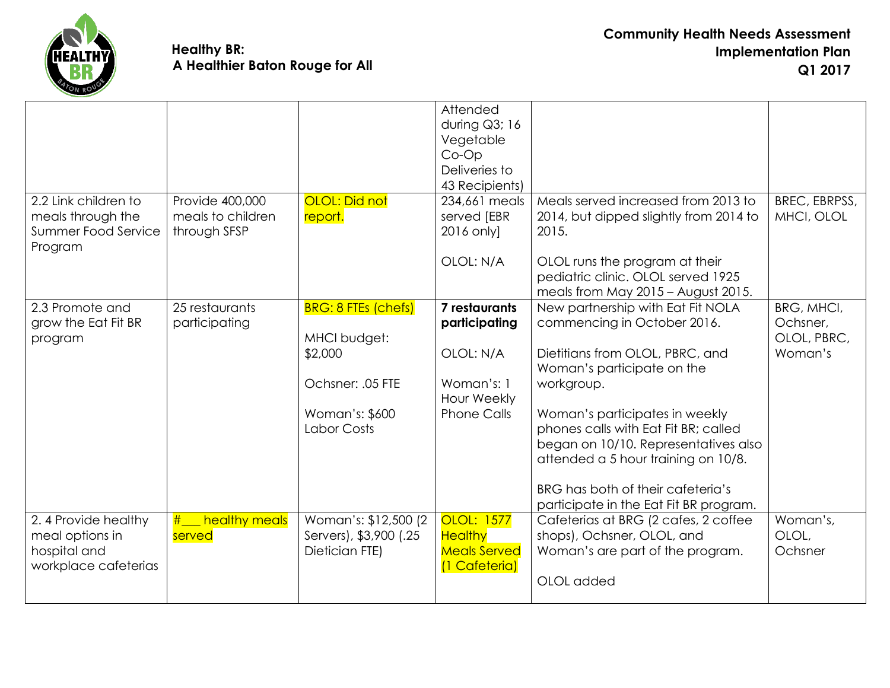| | | | Attended during Q3; 16 Vegetable Co-Op Deliveries to 43 Recipients) | | |
|---|---|---|---|---|---|
| 2.2 Link children to meals through the Summer Food Service Program | Provide 400,000 meals to children through SFSP | OLOL: Did not report. | 234,661 meals served [EBR 2016 only]<br><br>OLOL: N/A | Meals served increased from 2013 to 2014, but dipped slightly from 2014 to 2015.<br><br>OLOL runs the program at their pediatric clinic. OLOL served 1925 meals from May 2015 – August 2015. | BREC, EBRPSS, MHCI, OLOL |
| 2.3 Promote and grow the Eat Fit BR program | 25 restaurants participating | BRG: 8 FTEs (chefs)<br><br>MHCI budget: $2,000<br><br>Ochsner: .05 FTE<br><br>Woman's: $600 Labor Costs | **7 restaurants participating**<br><br>OLOL: N/A<br><br>Woman's: 1 Hour Weekly Phone Calls | New partnership with Eat Fit NOLA commencing in October 2016.<br><br>Dietitians from OLOL, PBRC, and Woman's participate on the workgroup.<br><br>Woman's participates in weekly phones calls with Eat Fit BR; called began on 10/10. Representatives also attended a 5 hour training on 10/8.<br><br>BRG has both of their cafeteria's participate in the Eat Fit BR program. | BRG, MHCI, Ochsner, OLOL, PBRC, Woman's |
| 2. 4 Provide healthy meal options in hospital and workplace cafeterias | #___ healthy meals served | Woman's: $12,500 (2 Servers), $3,900 (.25 Dietician FTE) | OLOL: 1577 Healthy Meals Served (1 Cafeteria) | Cafeterias at BRG (2 cafes, 2 coffee shops), Ochsner, OLOL, and Woman's are part of the program.<br><br>OLOL added | Woman's, OLOL, Ochsner |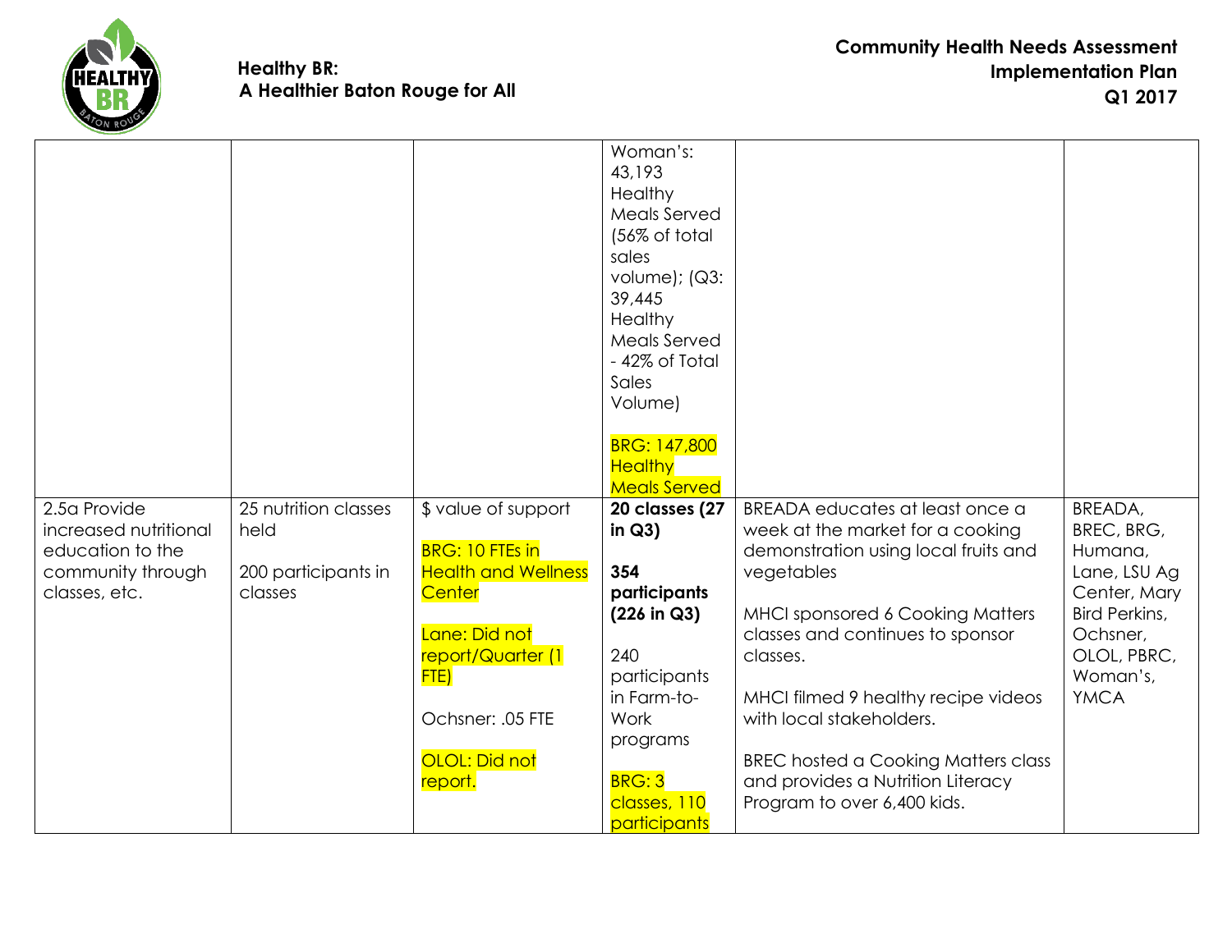| | | | Woman's: 43,193 Healthy Meals Served (56% of total sales volume); (Q3: 39,445 Healthy Meals Served - 42% of Total Sales Volume)<br><br>BRG: 147,800 Healthy Meals Served | | |
|---|---|---|---|---|---|
| 2.5a Provide increased nutritional education to the community through classes, etc. | 25 nutrition classes held<br><br>200 participants in classes | $ value of support<br><br>BRG: 10 FTEs in Health and Wellness Center<br><br>Lane: Did not report/Quarter (1 FTE)<br><br>Ochsner: .05 FTE<br><br>OLOL: Did not report. | **20 classes (27 in Q3)**<br><br>**354 participants (226 in Q3)**<br><br>240 participants in Farm-to-Work programs<br><br>BRG: 3 classes, 110 participants | BREADA educates at least once a week at the market for a cooking demonstration using local fruits and vegetables<br><br>MHCI sponsored 6 Cooking Matters classes and continues to sponsor classes.<br><br>MHCI filmed 9 healthy recipe videos with local stakeholders.<br><br>BREC hosted a Cooking Matters class and provides a Nutrition Literacy Program to over 6,400 kids. | BREADA, BREC, BRG, Humana, Lane, LSU Ag Center, Mary Bird Perkins, Ochsner, OLOL, PBRC, Woman's, YMCA |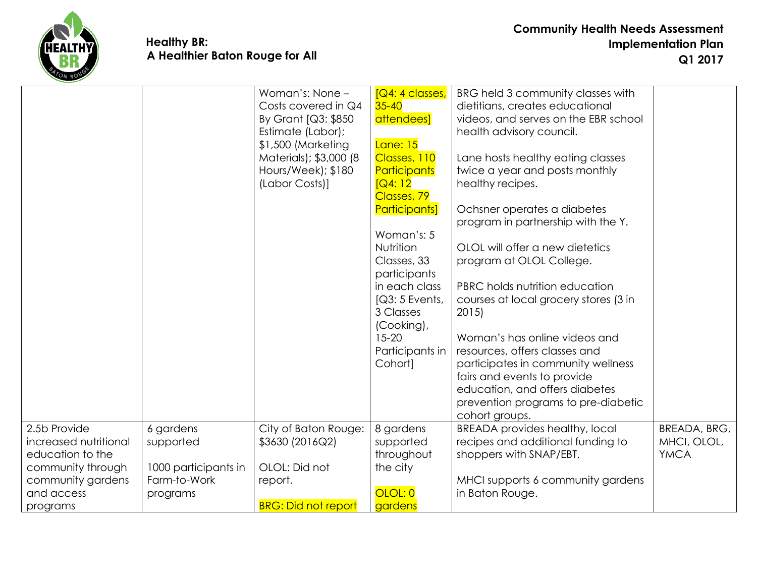| | | | | | |
|---|---|---|---|---|---|
| | | Woman's: None – Costs covered in Q4 By Grant [Q3: $850 Estimate (Labor); $1,500 (Marketing Materials); $3,000 (8 Hours/Week); $180 (Labor Costs)] | [Q4: 4 classes, 35-40 attendees]<br><br>Lane: 15 Classes, 110 Participants [Q4: 12 Classes, 79 Participants]<br><br>Woman's: 5 Nutrition Classes, 33 participants in each class [Q3: 5 Events, 3 Classes (Cooking), 15-20 Participants in Cohort] | BRG held 3 community classes with dietitians, creates educational videos, and serves on the EBR school health advisory council.<br><br>Lane hosts healthy eating classes twice a year and posts monthly healthy recipes.<br><br>Ochsner operates a diabetes program in partnership with the Y.<br><br>OLOL will offer a new dietetics program at OLOL College.<br><br>PBRC holds nutrition education courses at local grocery stores (3 in 2015)<br><br>Woman's has online videos and resources, offers classes and participates in community wellness fairs and events to provide education, and offers diabetes prevention programs to pre-diabetic cohort groups. | |
| 2.5b Provide increased nutritional education to the community through community gardens and access programs | 6 gardens supported<br><br>1000 participants in Farm-to-Work programs | City of Baton Rouge: $3630 (2016Q2)<br><br>OLOL: Did not report.<br><br>BRG: Did not report | 8 gardens supported throughout the city<br><br>OLOL: 0 gardens | BREADA provides healthy, local recipes and additional funding to shoppers with SNAP/EBT.<br><br>MHCI supports 6 community gardens in Baton Rouge. | BREADA, BRG, MHCI, OLOL, YMCA |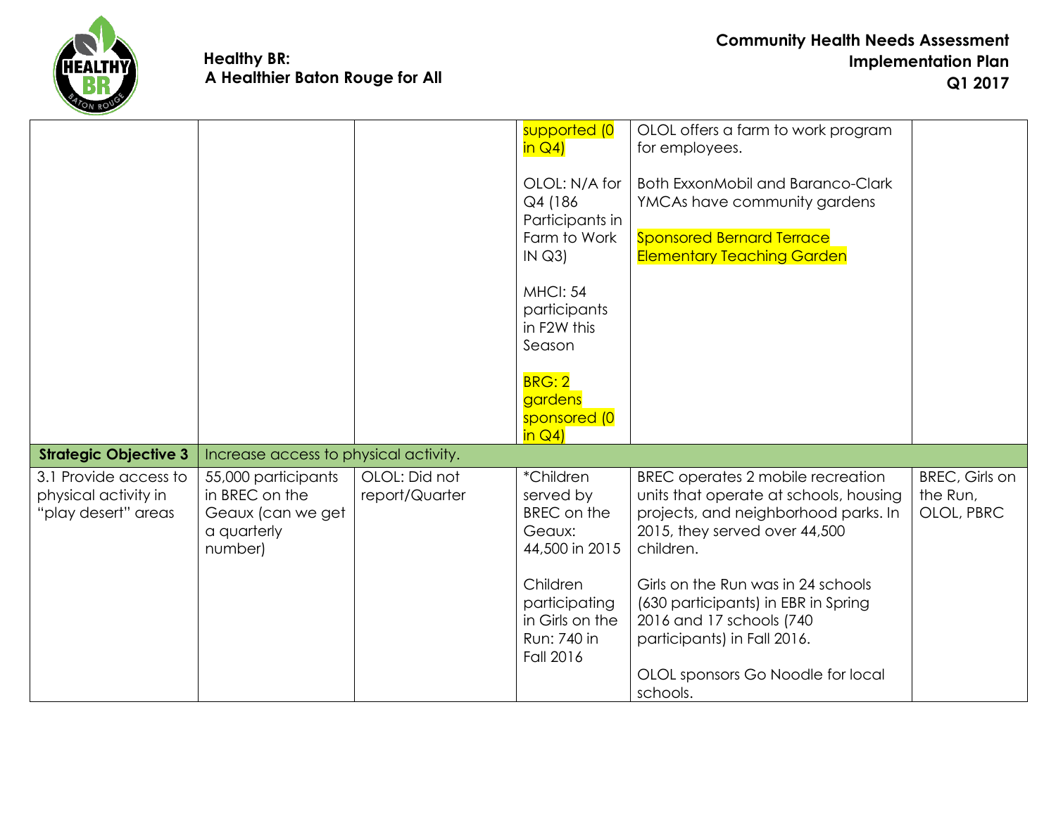|  |  |  |  |  |  |
|---|---|---|---|---|---|
|  |  |  | supported (0 in Q4)<br><br>OLOL: N/A for Q4 (186 Participants in Farm to Work IN Q3)<br><br>MHCI: 54 participants in F2W this Season<br><br>BRG: 2 gardens sponsored (0 in Q4) | OLOL offers a farm to work program for employees.<br><br>Both ExxonMobil and Baranco-Clark YMCAs have community gardens<br><br>Sponsored Bernard Terrace Elementary Teaching Garden |  |
| **Strategic Objective 3** | Increase access to physical activity. |  |  |  |  |
| 3.1 Provide access to physical activity in "play desert" areas | 55,000 participants in BREC on the Geaux (can we get a quarterly number) | OLOL: Did not report/Quarter | *Children served by BREC on the Geaux: 44,500 in 2015<br><br>Children participating in Girls on the Run: 740 in Fall 2016 | BREC operates 2 mobile recreation units that operate at schools, housing projects, and neighborhood parks. In 2015, they served over 44,500 children.<br><br>Girls on the Run was in 24 schools (630 participants) in EBR in Spring 2016 and 17 schools (740 participants) in Fall 2016.<br><br>OLOL sponsors Go Noodle for local schools. | BREC, Girls on the Run, OLOL, PBRC |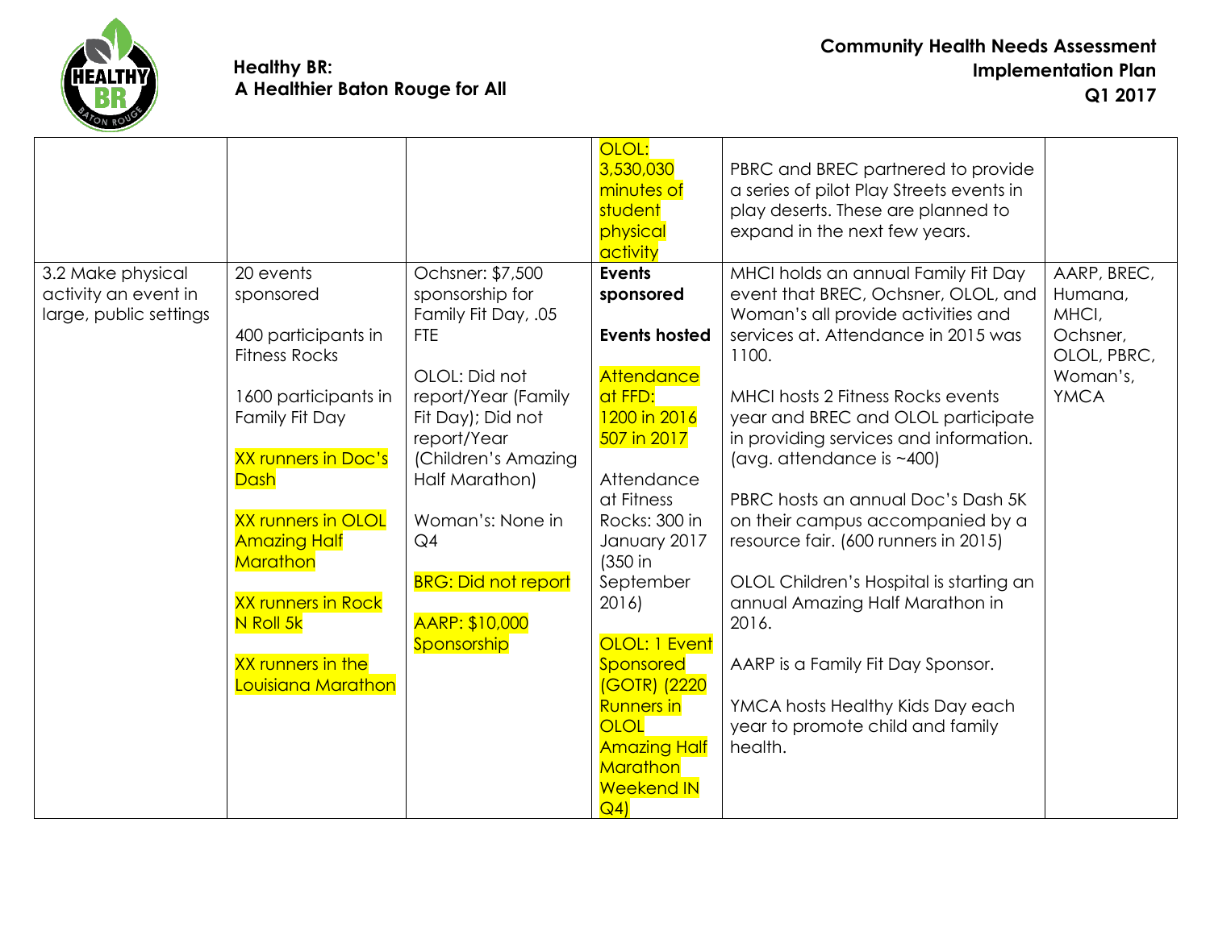| | | | OLOL: 3,530,030 minutes of student physical activity | PBRC and BREC partnered to provide a series of pilot Play Streets events in play deserts. These are planned to expand in the next few years. | |
|---|---|---|---|---|---|
| 3.2 Make physical activity an event in large, public settings | 20 events sponsored<br><br>400 participants in Fitness Rocks<br><br>1600 participants in Family Fit Day<br><br>XX runners in Doc's Dash<br><br>XX runners in OLOL Amazing Half Marathon<br><br>XX runners in Rock N Roll 5k<br><br>XX runners in the Louisiana Marathon | Ochsner: $7,500 sponsorship for Family Fit Day, .05 FTE<br><br>OLOL: Did not report/Year (Family Fit Day); Did not report/Year (Children's Amazing Half Marathon)<br><br>Woman's: None in Q4<br><br>BRG: Did not report<br><br>AARP: $10,000 Sponsorship | **Events sponsored**<br><br>**Events hosted**<br><br>Attendance at FFD: 1200 in 2016 507 in 2017<br><br>Attendance at Fitness Rocks: 300 in January 2017 (350 in September 2016)<br><br>OLOL: 1 Event Sponsored (GOTR) (2220 Runners in OLOL Amazing Half Marathon Weekend IN Q4) | MHCI holds an annual Family Fit Day event that BREC, Ochsner, OLOL, and Woman's all provide activities and services at. Attendance in 2015 was 1100.<br><br>MHCI hosts 2 Fitness Rocks events year and BREC and OLOL participate in providing services and information. (avg. attendance is ~400)<br><br>PBRC hosts an annual Doc's Dash 5K on their campus accompanied by a resource fair. (600 runners in 2015)<br><br>OLOL Children's Hospital is starting an annual Amazing Half Marathon in 2016.<br><br>AARP is a Family Fit Day Sponsor.<br><br>YMCA hosts Healthy Kids Day each year to promote child and family health. | AARP, BREC, Humana, MHCI, Ochsner, OLOL, PBRC, Woman's, YMCA |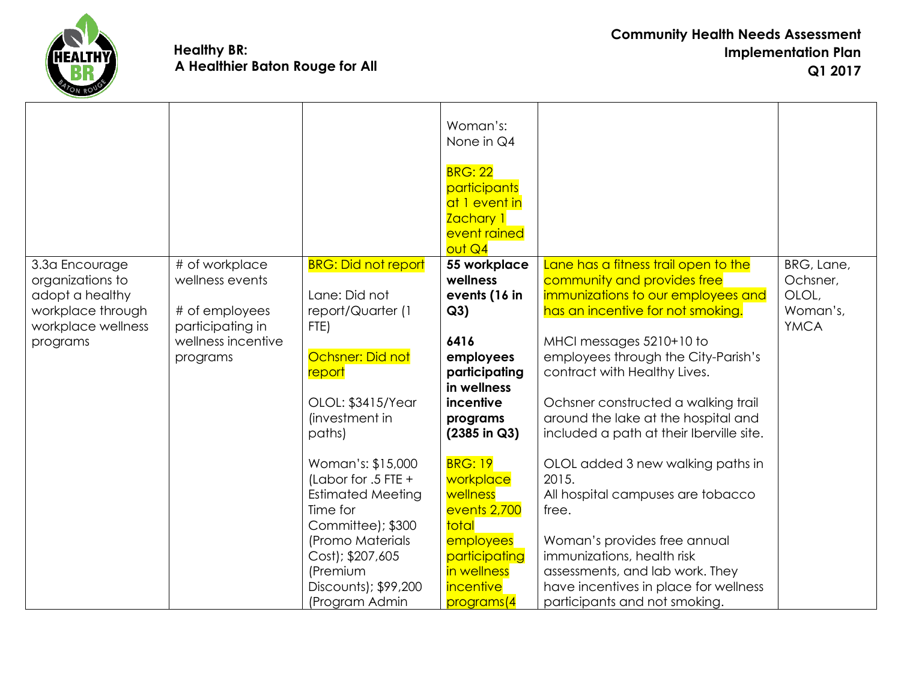| | | | Woman's: None in Q4<br><br>BRG: 22 participants at 1 event in Zachary 1 event rained out Q4 | | |
|---|---|---|---|---|---|
| 3.3a Encourage organizations to adopt a healthy workplace through workplace wellness programs | # of workplace wellness events<br><br># of employees participating in wellness incentive programs | BRG: Did not report<br><br>Lane: Did not report/Quarter (1 FTE)<br><br>Ochsner: Did not report<br><br>OLOL: $3415/Year (investment in paths)<br><br>Woman's: $15,000 (Labor for .5 FTE + Estimated Meeting Time for Committee); $300 (Promo Materials Cost); $207,605 (Premium Discounts); $99,200 (Program Admin | **55 workplace wellness events (16 in Q3)**<br><br>**6416 employees participating in wellness incentive programs (2385 in Q3)**<br><br>BRG: 19 workplace wellness events 2,700 total employees participating in wellness incentive programs(4 | Lane has a fitness trail open to the community and provides free immunizations to our employees and has an incentive for not smoking.<br><br>MHCI messages 5210+10 to employees through the City-Parish's contract with Healthy Lives.<br><br>Ochsner constructed a walking trail around the lake at the hospital and included a path at their Iberville site.<br><br>OLOL added 3 new walking paths in 2015.<br>All hospital campuses are tobacco free.<br><br>Woman's provides free annual immunizations, health risk assessments, and lab work. They have incentives in place for wellness participants and not smoking. | BRG, Lane, Ochsner, OLOL, Woman's, YMCA |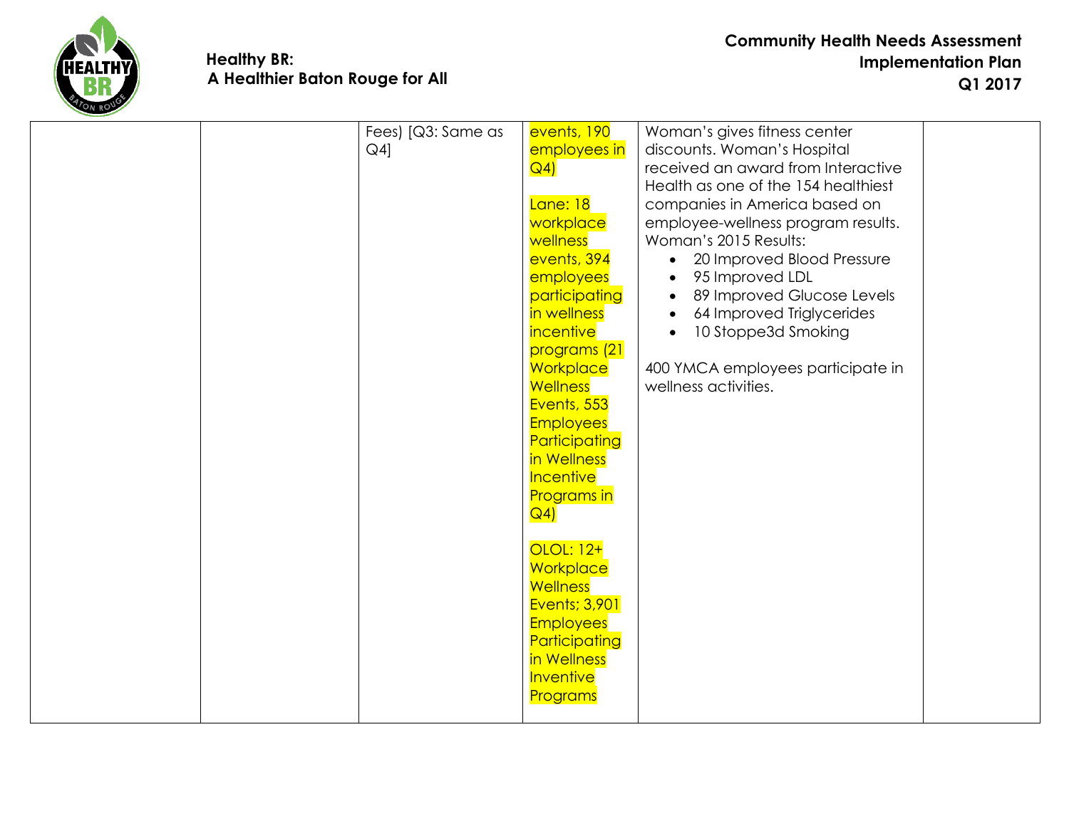| | | | | | |
|---|---|---|---|---|---|
| | | Fees) [Q3: Same as Q4] | events, 190 employees in Q4)<br><br>Lane: 18 workplace wellness events, 394 employees participating in wellness incentive programs (21 Workplace Wellness Events, 553 Employees Participating in Wellness Incentive Programs in Q4)<br><br>OLOL: 12+ Workplace Wellness Events; 3,901 Employees Participating in Wellness Inventive Programs | Woman's gives fitness center discounts. Woman's Hospital received an award from Interactive Health as one of the 154 healthiest companies in America based on employee-wellness program results. Woman's 2015 Results:<br>• 20 Improved Blood Pressure<br>• 95 Improved LDL<br>• 89 Improved Glucose Levels<br>• 64 Improved Triglycerides<br>• 10 Stoppe3d Smoking<br><br>400 YMCA employees participate in wellness activities. | |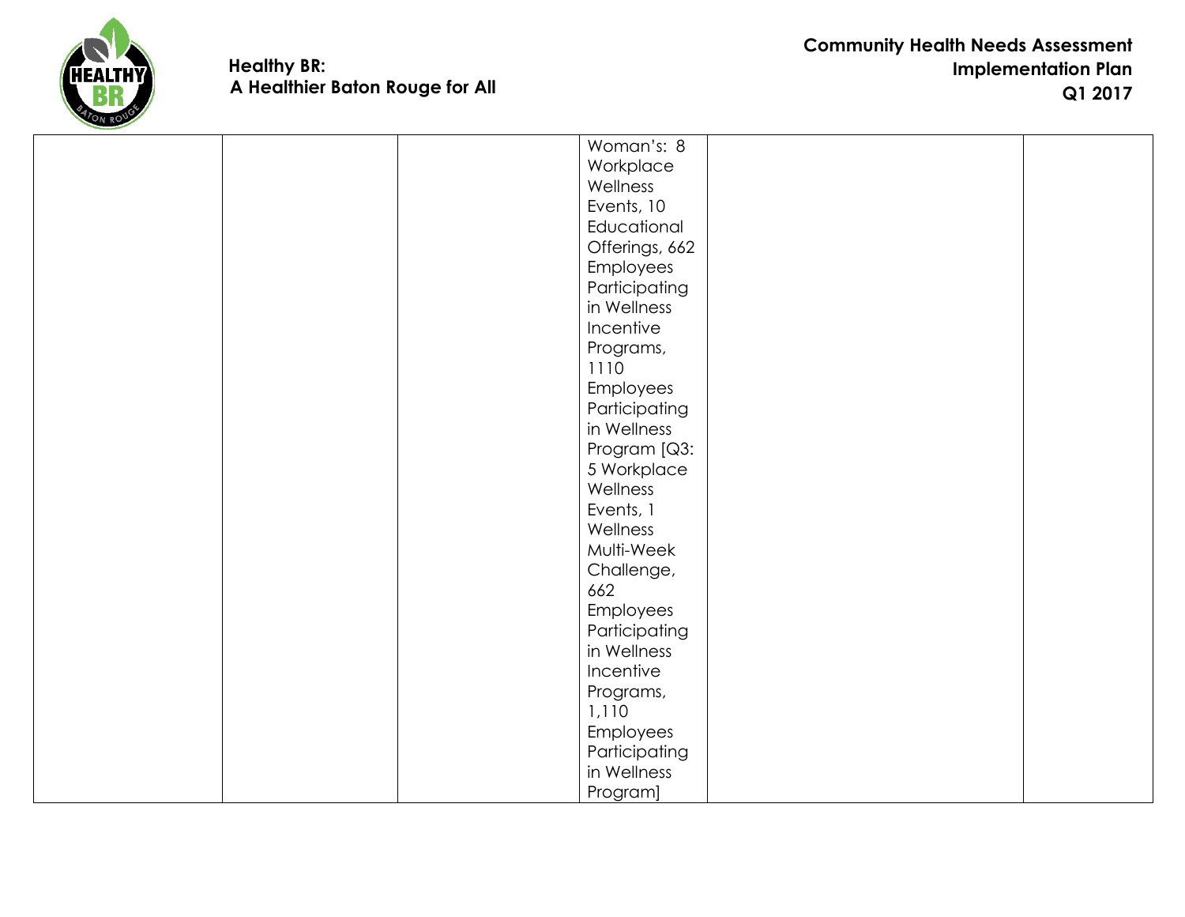|  |  |  | Woman's: 8 Workplace Wellness Events, 10 Educational Offerings, 662 Employees Participating in Wellness Incentive Programs, 1110 Employees Participating in Wellness Program [Q3: 5 Workplace Wellness Events, 1 Wellness Multi-Week Challenge, 662 Employees Participating in Wellness Incentive Programs, 1,110 Employees Participating in Wellness Program] |  |  |
|---|---|---|---|---|---|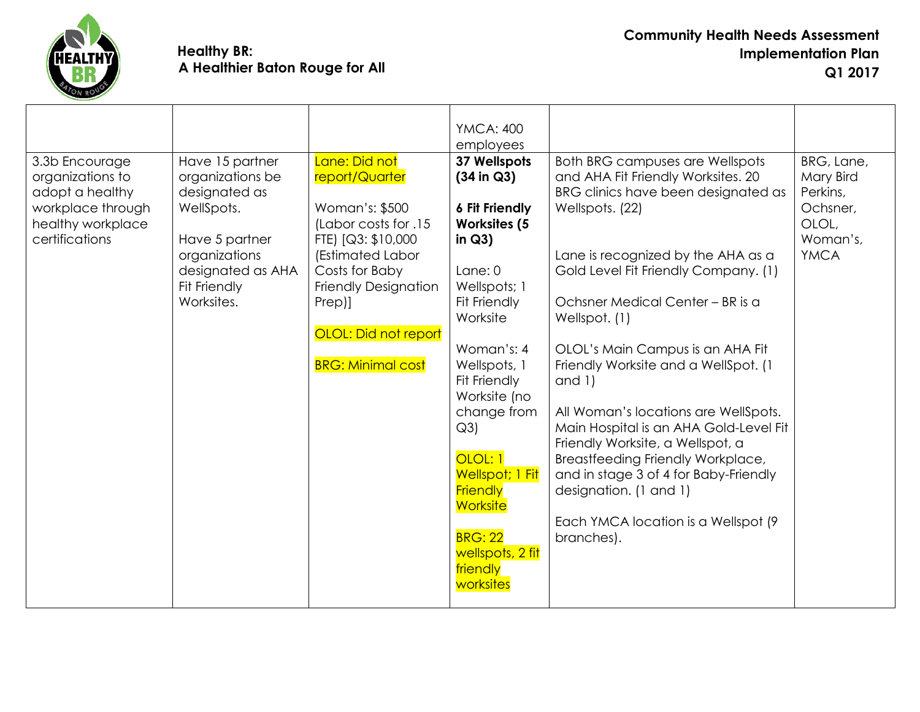| | | | YMCA: 400 employees | | |
|---|---|---|---|---|---|
| 3.3b Encourage organizations to adopt a healthy workplace through healthy workplace certifications | Have 15 partner organizations be designated as WellSpots.<br><br>Have 5 partner organizations designated as AHA Fit Friendly Worksites. | Lane: Did not report/Quarter<br><br>Woman's: $500 (Labor costs for .15 FTE) [Q3: $10,000 (Estimated Labor Costs for Baby Friendly Designation Prep)]<br><br>OLOL: Did not report<br><br>BRG: Minimal cost | **37 Wellspots (34 in Q3)**<br><br>**6 Fit Friendly Worksites (5 in Q3)**<br><br>Lane: 0 Wellspots; 1 Fit Friendly Worksite<br><br>Woman's: 4 Wellspots, 1 Fit Friendly Worksite (no change from Q3)<br><br>OLOL: 1 Wellspot; 1 Fit Friendly Worksite<br><br>BRG: 22 wellspots, 2 fit friendly worksites | Both BRG campuses are Wellspots and AHA Fit Friendly Worksites. 20 BRG clinics have been designated as Wellspots. (22)<br><br>Lane is recognized by the AHA as a Gold Level Fit Friendly Company. (1)<br><br>Ochsner Medical Center – BR is a Wellspot. (1)<br><br>OLOL's Main Campus is an AHA Fit Friendly Worksite and a WellSpot. (1 and 1)<br><br>All Woman's locations are WellSpots. Main Hospital is an AHA Gold-Level Fit Friendly Worksite, a Wellspot, a Breastfeeding Friendly Workplace, and in stage 3 of 4 for Baby-Friendly designation. (1 and 1)<br><br>Each YMCA location is a Wellspot (9 branches). | BRG, Lane, Mary Bird Perkins, Ochsner, OLOL, Woman's, YMCA |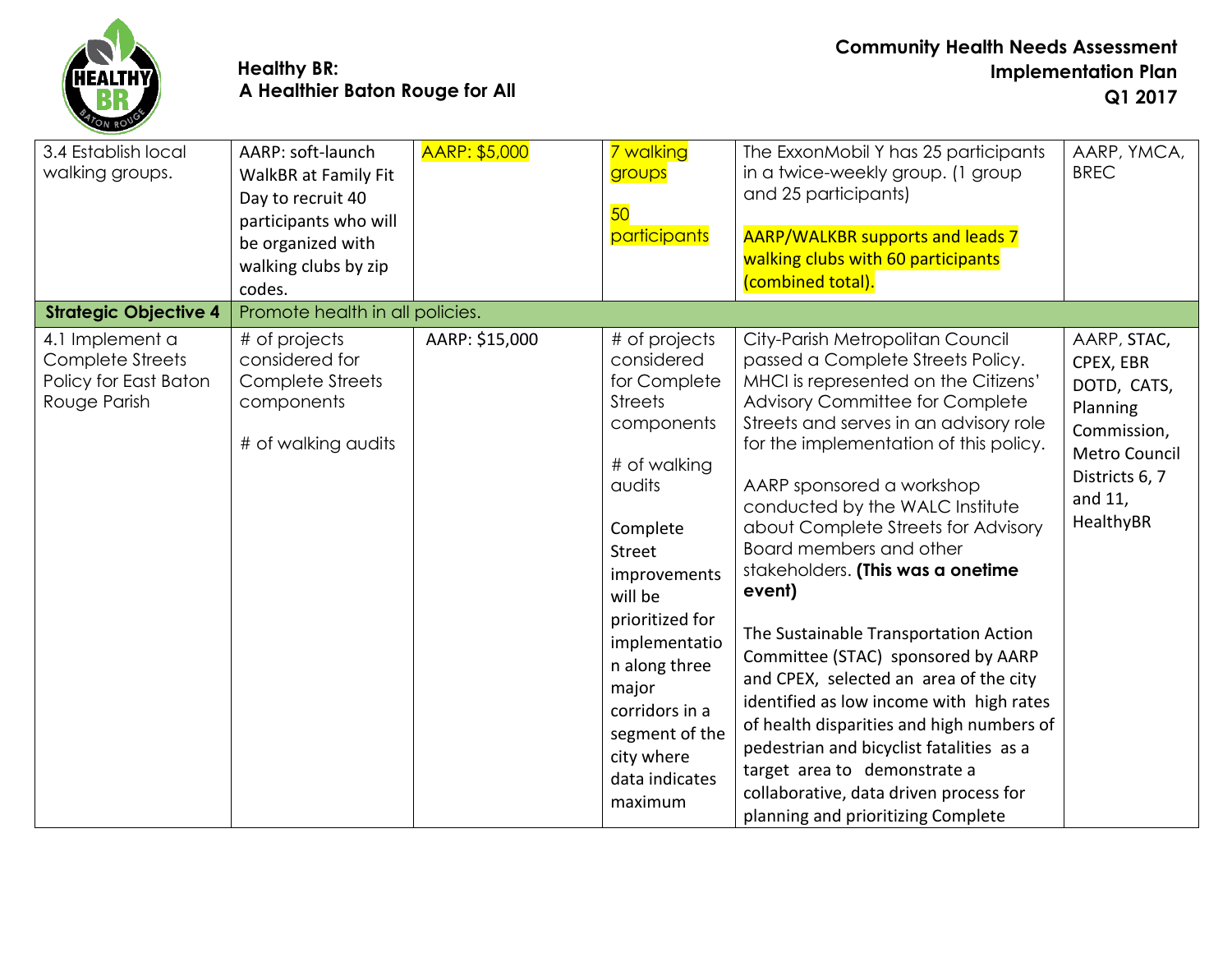| | | | | | |
|---|---|---|---|---|---|
| 3.4 Establish local walking groups. | AARP: soft-launch WalkBR at Family Fit Day to recruit 40 participants who will be organized with walking clubs by zip codes. | AARP: $5,000 | 7 walking groups<br><br>50 participants | The ExxonMobil Y has 25 participants in a twice-weekly group. (1 group and 25 participants)<br><br>AARP/WALKBR supports and leads 7 walking clubs with 60 participants (combined total). | AARP, YMCA, BREC |
| **Strategic Objective 4** | Promote health in all policies. | | | | |
| 4.1 Implement a Complete Streets Policy for East Baton Rouge Parish | # of projects considered for Complete Streets components<br><br># of walking audits | AARP: $15,000 | # of projects considered for Complete Streets components<br><br># of walking audits<br><br>Complete Street improvements will be prioritized for implementation along three major corridors in a segment of the city where data indicates maximum | City-Parish Metropolitan Council passed a Complete Streets Policy. MHCI is represented on the Citizens' Advisory Committee for Complete Streets and serves in an advisory role for the implementation of this policy.<br><br>AARP sponsored a workshop conducted by the WALC Institute about Complete Streets for Advisory Board members and other stakeholders. **(This was a onetime event)**<br><br>The Sustainable Transportation Action Committee (STAC) sponsored by AARP and CPEX, selected an area of the city identified as low income with high rates of health disparities and high numbers of pedestrian and bicyclist fatalities as a target area to demonstrate a collaborative, data driven process for planning and prioritizing Complete | AARP, STAC, CPEX, EBR DOTD, CATS, Planning Commission, Metro Council Districts 6, 7 and 11, HealthyBR |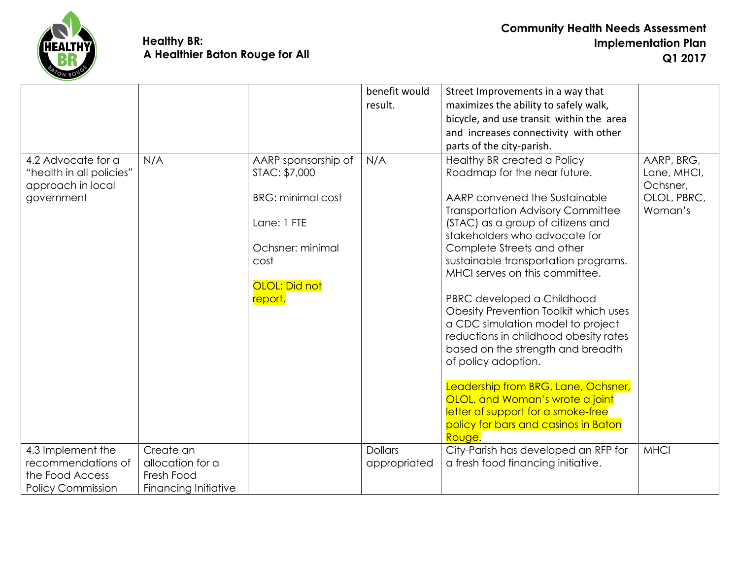| | | | benefit would result. | Street Improvements in a way that maximizes the ability to safely walk, bicycle, and use transit within the area and increases connectivity with other parts of the city-parish. | |
|---|---|---|---|---|---|
| 4.2 Advocate for a "health in all policies" approach in local government | N/A | AARP sponsorship of STAC: $7,000<br><br>BRG: minimal cost<br><br>Lane: 1 FTE<br><br>Ochsner: minimal cost<br><br>OLOL: Did not report. | N/A | Healthy BR created a Policy Roadmap for the near future.<br><br>AARP convened the Sustainable Transportation Advisory Committee (STAC) as a group of citizens and stakeholders who advocate for Complete Streets and other sustainable transportation programs. MHCI serves on this committee.<br><br>PBRC developed a Childhood Obesity Prevention Toolkit which uses a CDC simulation model to project reductions in childhood obesity rates based on the strength and breadth of policy adoption.<br><br>Leadership from BRG, Lane, Ochsner, OLOL, and Woman's wrote a joint letter of support for a smoke-free policy for bars and casinos in Baton Rouge. | AARP, BRG, Lane, MHCI, Ochsner, OLOL, PBRC, Woman's |
| 4.3 Implement the recommendations of the Food Access Policy Commission | Create an allocation for a Fresh Food Financing Initiative | | Dollars appropriated | City-Parish has developed an RFP for a fresh food financing initiative. | MHCI |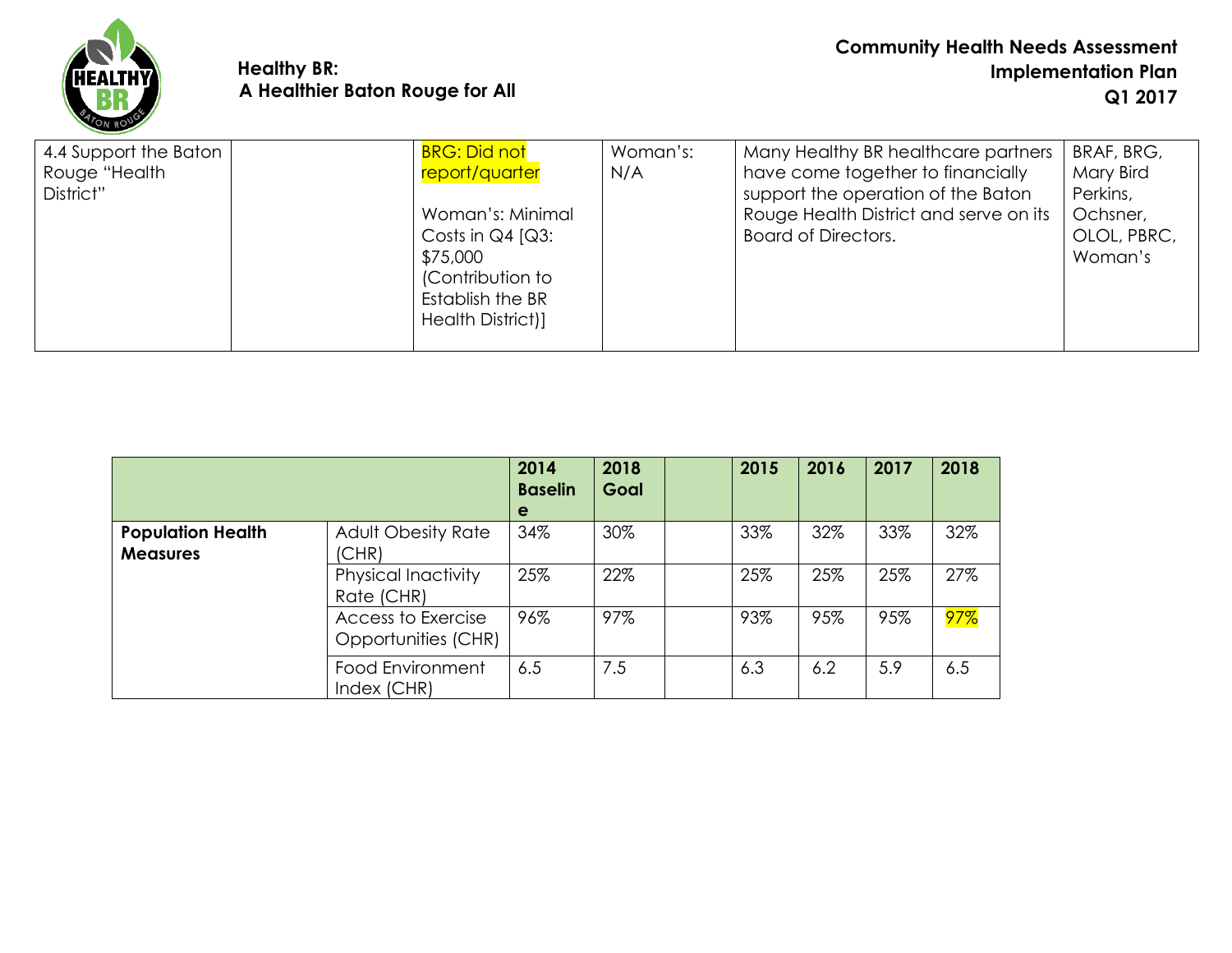| 4.4 Support the Baton Rouge "Health District" | | BRG: Did not report/quarter<br><br>Woman's: Minimal Costs in Q4 [Q3: $75,000 (Contribution to Establish the BR Health District)] | Woman's: N/A | Many Healthy BR healthcare partners have come together to financially support the operation of the Baton Rouge Health District and serve on its Board of Directors. | BRAF, BRG, Mary Bird Perkins, Ochsner, OLOL, PBRC, Woman's |
|---|---|---|---|---|---|

| | | 2014 Baseline | 2018 Goal | | 2015 | 2016 | 2017 | 2018 |
|---|---|---|---|---|---|---|---|---|
| **Population Health Measures** | Adult Obesity Rate (CHR) | 34% | 30% | | 33% | 32% | 33% | 32% |
| | Physical Inactivity Rate (CHR) | 25% | 22% | | 25% | 25% | 25% | 27% |
| | Access to Exercise Opportunities (CHR) | 96% | 97% | | 93% | 95% | 95% | 97% |
| | Food Environment Index (CHR) | 6.5 | 7.5 | | 6.3 | 6.2 | 5.9 | 6.5 |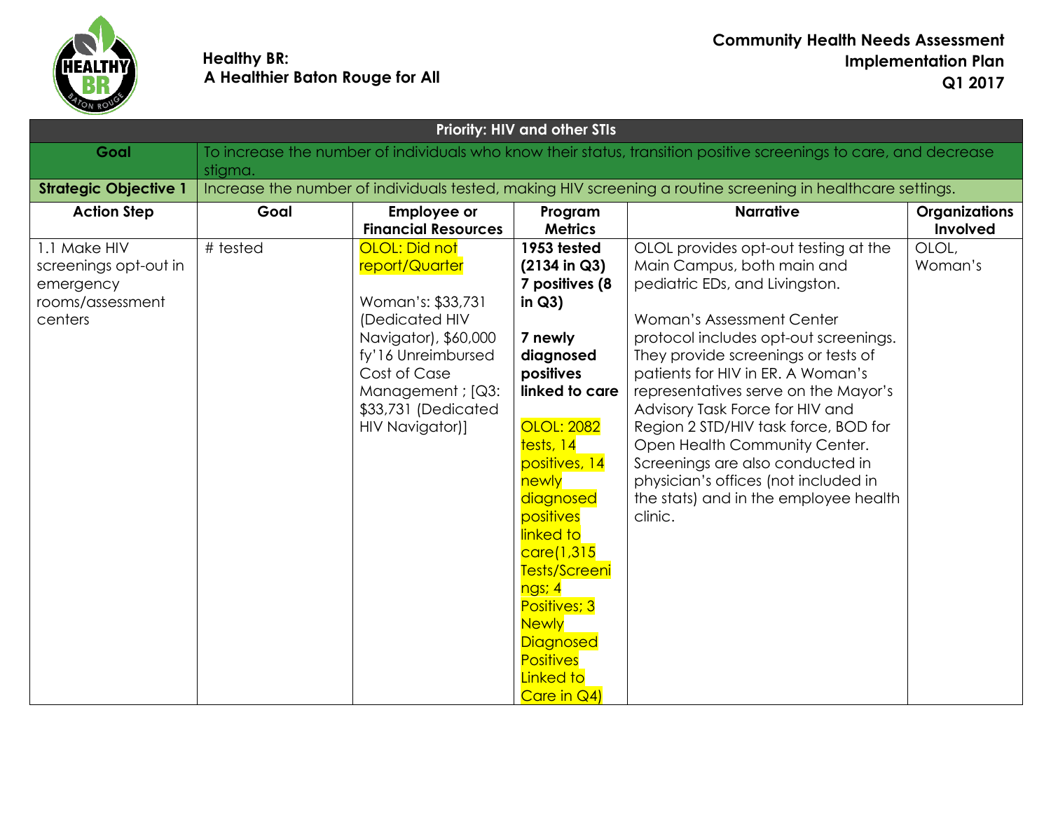**Healthy BR: A Healthier Baton Rouge for All**

**Community Health Needs Assessment Implementation Plan Q1 2017**

| **Priority: HIV and other STIs** | | | | | |
|---|---|---|---|---|---|
| **Goal** | To increase the number of individuals who know their status, transition positive screenings to care, and decrease stigma. | | | | |
| **Strategic Objective 1** | Increase the number of individuals tested, making HIV screening a routine screening in healthcare settings. | | | | |
| **Action Step** | **Goal** | **Employee or Financial Resources** | **Program Metrics** | **Narrative** | **Organizations Involved** |
| 1.1 Make HIV screenings opt-out in emergency rooms/assessment centers | # tested | OLOL: Did not report/Quarter<br><br>Woman's: $33,731 (Dedicated HIV Navigator), $60,000 fy'16 Unreimbursed Cost of Case Management ; [Q3: $33,731 (Dedicated HIV Navigator)] | **1953 tested (2134 in Q3) 7 positives (8 in Q3)**<br><br>**7 newly diagnosed positives linked to care**<br><br>OLOL: 2082 tests, 14 positives, 14 newly diagnosed positives linked to care(1,315 Tests/Screenings; 4 Positives; 3 Newly Diagnosed Positives Linked to Care in Q4) | OLOL provides opt-out testing at the Main Campus, both main and pediatric EDs, and Livingston.<br><br>Woman's Assessment Center protocol includes opt-out screenings. They provide screenings or tests of patients for HIV in ER. A Woman's representatives serve on the Mayor's Advisory Task Force for HIV and Region 2 STD/HIV task force, BOD for Open Health Community Center. Screenings are also conducted in physician's offices (not included in the stats) and in the employee health clinic. | OLOL, Woman's |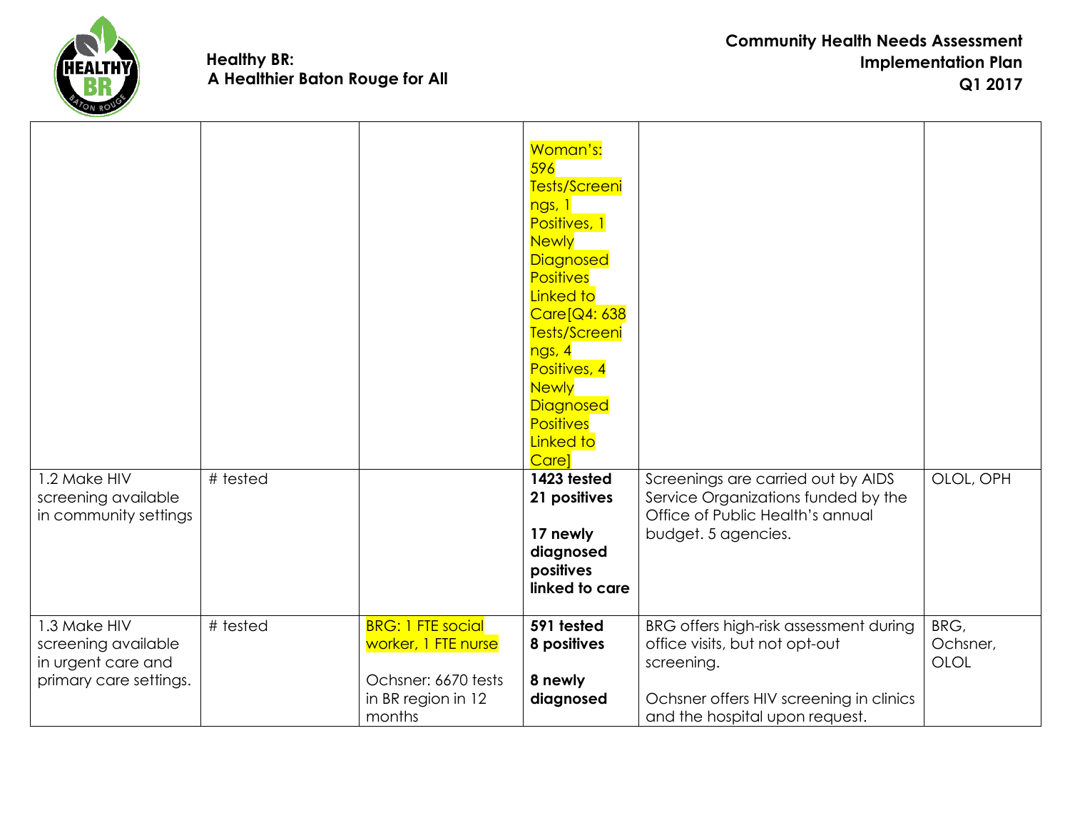| | | | | | |
|---|---|---|---|---|---|
| | | | Woman's: 596 Tests/Screenings, 1 Positives, 1 Newly Diagnosed Positives Linked to Care[Q4: 638 Tests/Screenings, 4 Positives, 4 Newly Diagnosed Positives Linked to Care] | | |
| 1.2 Make HIV screening available in community settings | # tested | | **1423 tested 21 positives**<br><br>**17 newly diagnosed positives linked to care** | Screenings are carried out by AIDS Service Organizations funded by the Office of Public Health's annual budget. 5 agencies. | OLOL, OPH |
| 1.3 Make HIV screening available in urgent care and primary care settings. | # tested | BRG: 1 FTE social worker, 1 FTE nurse<br><br>Ochsner: 6670 tests in BR region in 12 months | **591 tested 8 positives**<br><br>**8 newly diagnosed** | BRG offers high-risk assessment during office visits, but not opt-out screening.<br><br>Ochsner offers HIV screening in clinics and the hospital upon request. | BRG, Ochsner, OLOL |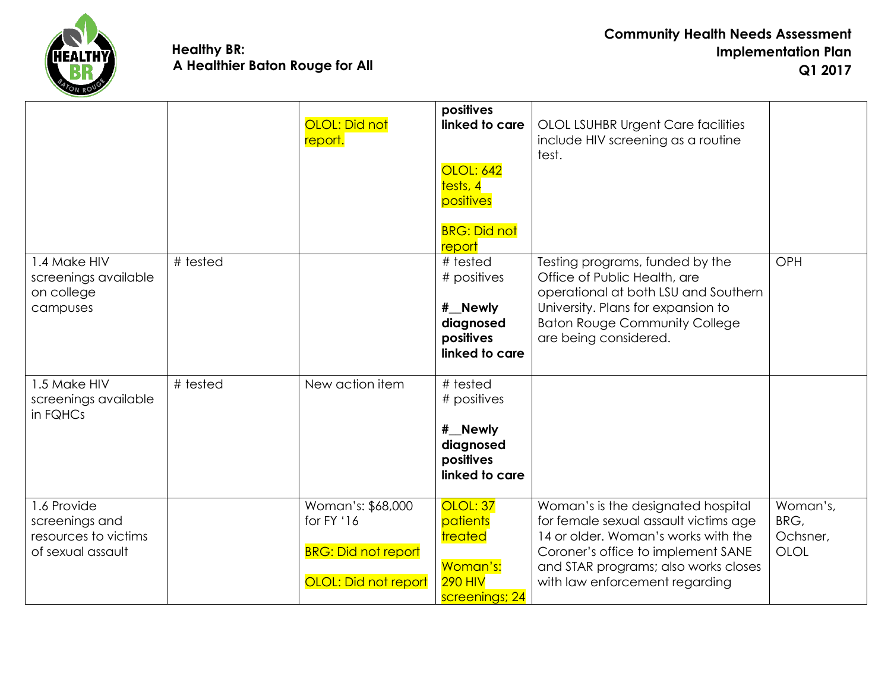| | | | | | |
|---|---|---|---|---|---|
| | | OLOL: Did not report. | **positives linked to care**<br><br>OLOL: 642 tests, 4 positives<br><br>BRG: Did not report | OLOL LSUHBR Urgent Care facilities include HIV screening as a routine test. | |
| 1.4 Make HIV screenings available on college campuses | # tested | | # tested<br># positives<br><br>**#__Newly diagnosed positives linked to care** | Testing programs, funded by the Office of Public Health, are operational at both LSU and Southern University. Plans for expansion to Baton Rouge Community College are being considered. | OPH |
| 1.5 Make HIV screenings available in FQHCs | # tested | New action item | # tested<br># positives<br><br>**#__Newly diagnosed positives linked to care** | | |
| 1.6 Provide screenings and resources to victims of sexual assault | | Woman's: $68,000 for FY '16<br><br>BRG: Did not report<br><br>OLOL: Did not report | OLOL: 37 patients treated<br><br>Woman's: 290 HIV screenings; 24 | Woman's is the designated hospital for female sexual assault victims age 14 or older. Woman's works with the Coroner's office to implement SANE and STAR programs; also works closes with law enforcement regarding | Woman's, BRG, Ochsner, OLOL |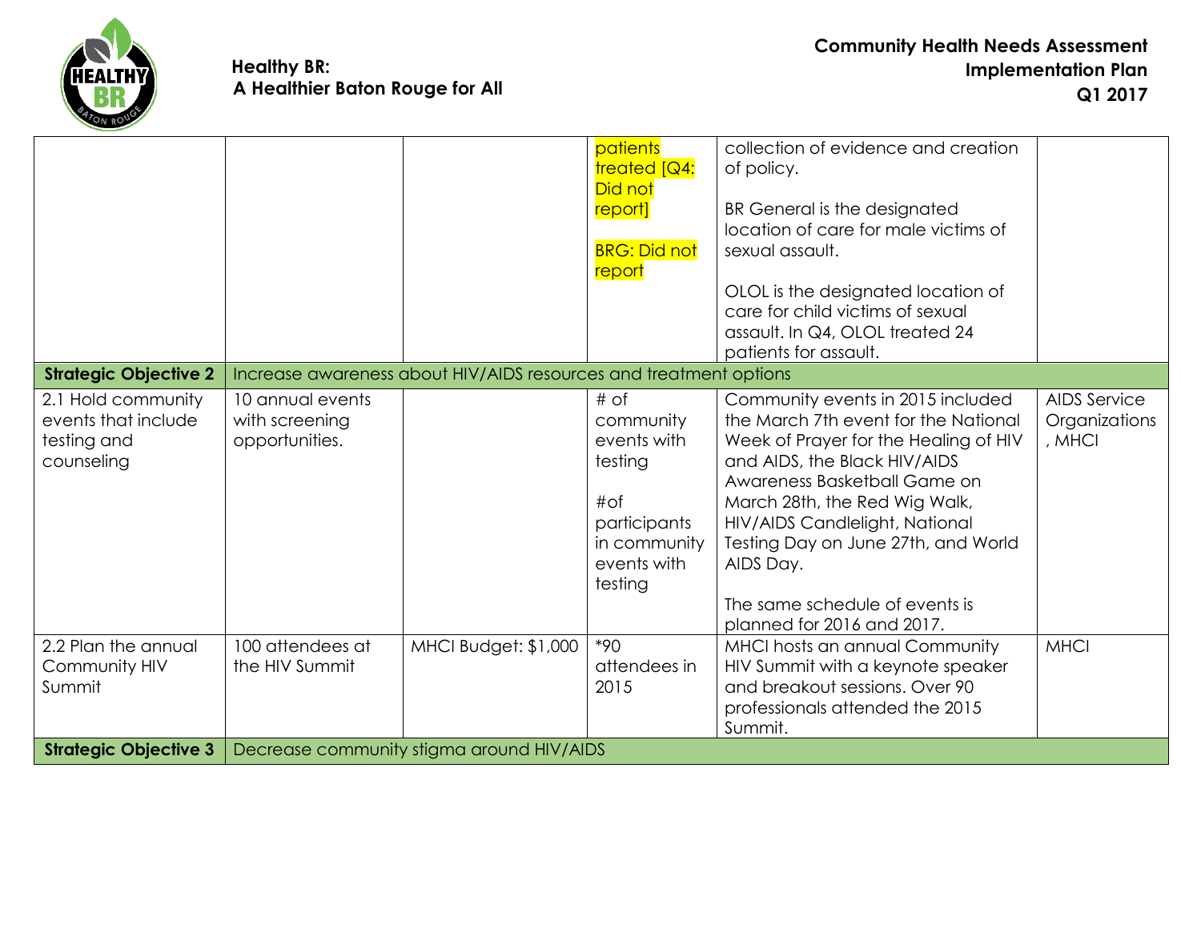| | | | | | |
|---|---|---|---|---|---|
| | | | patients treated [Q4: Did not report]<br><br>BRG: Did not report | collection of evidence and creation of policy.<br><br>BR General is the designated location of care for male victims of sexual assault.<br><br>OLOL is the designated location of care for child victims of sexual assault. In Q4, OLOL treated 24 patients for assault. | |
| **Strategic Objective 2** | Increase awareness about HIV/AIDS resources and treatment options | | | | |
| 2.1 Hold community events that include testing and counseling | 10 annual events with screening opportunities. | | # of community events with testing<br><br>#of participants in community events with testing | Community events in 2015 included the March 7th event for the National Week of Prayer for the Healing of HIV and AIDS, the Black HIV/AIDS Awareness Basketball Game on March 28th, the Red Wig Walk, HIV/AIDS Candlelight, National Testing Day on June 27th, and World AIDS Day.<br><br>The same schedule of events is planned for 2016 and 2017. | AIDS Service Organizations, MHCI |
| 2.2 Plan the annual Community HIV Summit | 100 attendees at the HIV Summit | MHCI Budget: $1,000 | *90 attendees in 2015 | MHCI hosts an annual Community HIV Summit with a keynote speaker and breakout sessions. Over 90 professionals attended the 2015 Summit. | MHCI |
| **Strategic Objective 3** | Decrease community stigma around HIV/AIDS | | | | |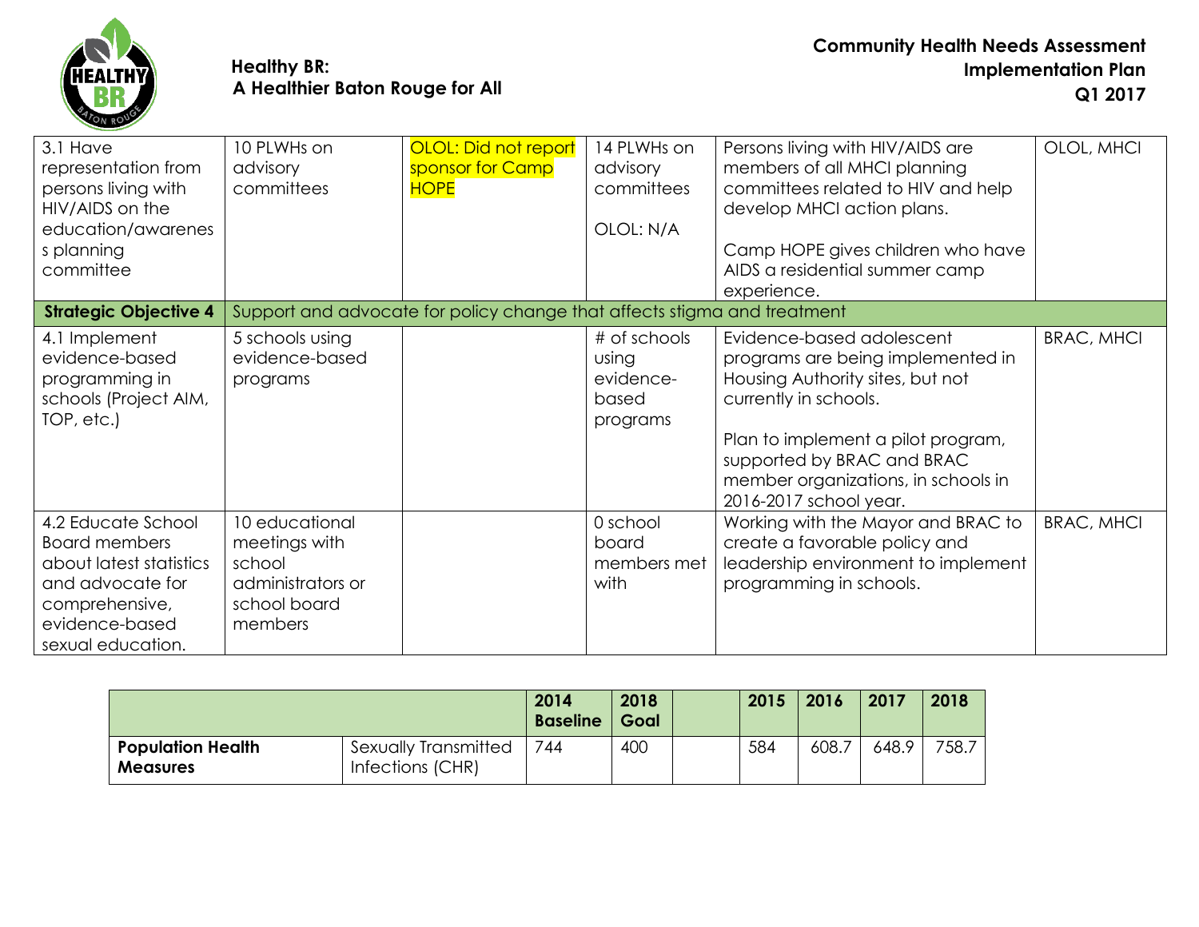| | | | | | |
|---|---|---|---|---|---|
| 3.1 Have representation from persons living with HIV/AIDS on the education/awareness planning committee | 10 PLWHs on advisory committees | OLOL: Did not report sponsor for Camp HOPE | 14 PLWHs on advisory committees<br><br>OLOL: N/A | Persons living with HIV/AIDS are members of all MHCI planning committees related to HIV and help develop MHCI action plans.<br><br>Camp HOPE gives children who have AIDS a residential summer camp experience. | OLOL, MHCI |
| **Strategic Objective 4** | Support and advocate for policy change that affects stigma and treatment | | | | |
| 4.1 Implement evidence-based programming in schools (Project AIM, TOP, etc.) | 5 schools using evidence-based programs | | # of schools using evidence-based programs | Evidence-based adolescent programs are being implemented in Housing Authority sites, but not currently in schools.<br><br>Plan to implement a pilot program, supported by BRAC and BRAC member organizations, in schools in 2016-2017 school year. | BRAC, MHCI |
| 4.2 Educate School Board members about latest statistics and advocate for comprehensive, evidence-based sexual education. | 10 educational meetings with school administrators or school board members | | 0 school board members met with | Working with the Mayor and BRAC to create a favorable policy and leadership environment to implement programming in schools. | BRAC, MHCI |

| | | 2014 Baseline | 2018 Goal | | 2015 | 2016 | 2017 | 2018 |
|---|---|---|---|---|---|---|---|---|
| **Population Health Measures** | Sexually Transmitted Infections (CHR) | 744 | 400 | | 584 | 608.7 | 648.9 | 758.7 |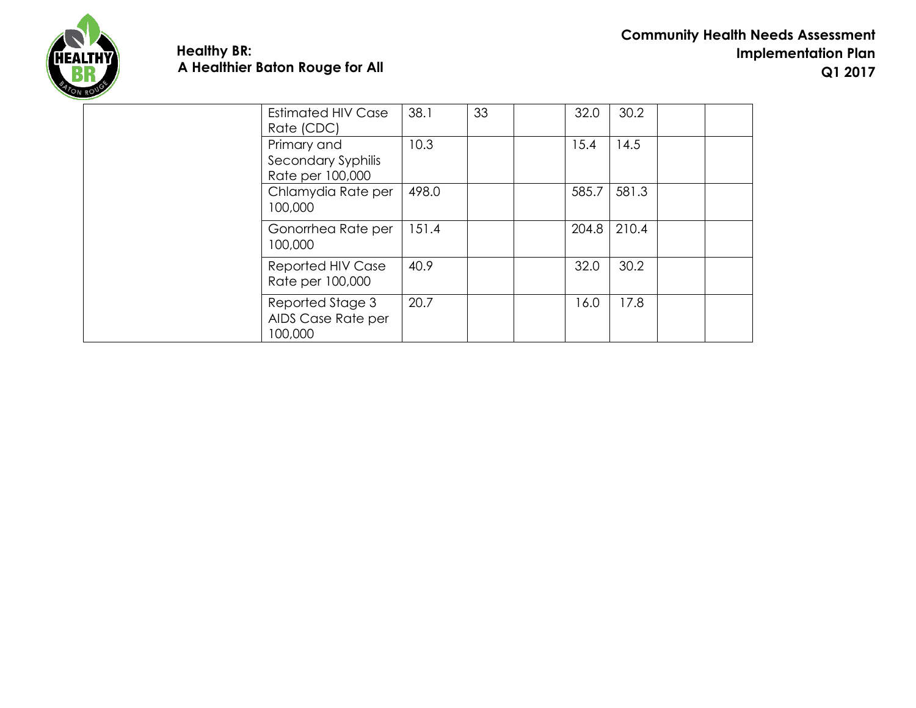|  |  |  |  |  |  |  |  |  |
|---|---|---|---|---|---|---|---|---|
|  | Estimated HIV Case Rate (CDC) | 38.1 | 33 |  | 32.0 | 30.2 |  |  |
|  | Primary and Secondary Syphilis Rate per 100,000 | 10.3 |  |  | 15.4 | 14.5 |  |  |
|  | Chlamydia Rate per 100,000 | 498.0 |  |  | 585.7 | 581.3 |  |  |
|  | Gonorrhea Rate per 100,000 | 151.4 |  |  | 204.8 | 210.4 |  |  |
|  | Reported HIV Case Rate per 100,000 | 40.9 |  |  | 32.0 | 30.2 |  |  |
|  | Reported Stage 3 AIDS Case Rate per 100,000 | 20.7 |  |  | 16.0 | 17.8 |  |  |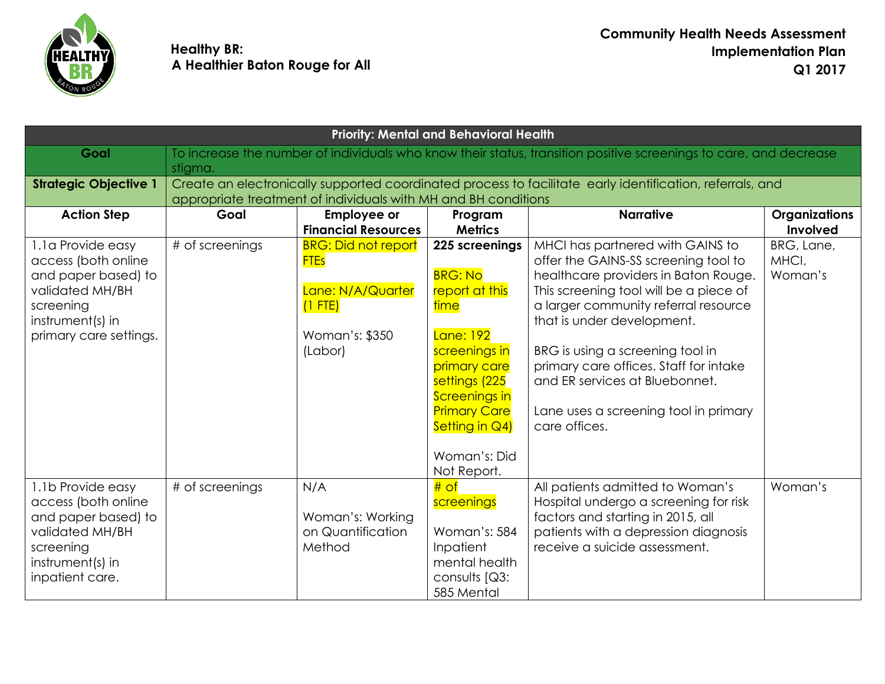**Healthy BR:**
**A Healthier Baton Rouge for All**

**Community Health Needs Assessment**
**Implementation Plan**
**Q1 2017**

| **Priority: Mental and Behavioral Health** | | | | | |
|---|---|---|---|---|---|
| **Goal** | To increase the number of individuals who know their status, transition positive screenings to care, and decrease stigma. | | | | |
| **Strategic Objective 1** | Create an electronically supported coordinated process to facilitate early identification, referrals, and appropriate treatment of individuals with MH and BH conditions | | | | |
| **Action Step** | **Goal** | **Employee or Financial Resources** | **Program Metrics** | **Narrative** | **Organizations Involved** |
| 1.1a Provide easy access (both online and paper based) to validated MH/BH screening instrument(s) in primary care settings. | # of screenings | BRG: Did not report FTEs<br><br>Lane: N/A/Quarter (1 FTE)<br><br>Woman's: $350 (Labor) | **225 screenings**<br><br>BRG: No report at this time<br><br>Lane: 192 screenings in primary care settings (225 Screenings in Primary Care Setting in Q4)<br><br>Woman's: Did Not Report. | MHCI has partnered with GAINS to offer the GAINS-SS screening tool to healthcare providers in Baton Rouge. This screening tool will be a piece of a larger community referral resource that is under development.<br><br>BRG is using a screening tool in primary care offices. Staff for intake and ER services at Bluebonnet.<br><br>Lane uses a screening tool in primary care offices. | BRG, Lane, MHCI, Woman's |
| 1.1b Provide easy access (both online and paper based) to validated MH/BH screening instrument(s) in inpatient care. | # of screenings | N/A<br><br>Woman's: Working on Quantification Method | # of screenings<br><br>Woman's: 584 Inpatient mental health consults [Q3: 585 Mental | All patients admitted to Woman's Hospital undergo a screening for risk factors and starting in 2015, all patients with a depression diagnosis receive a suicide assessment. | Woman's |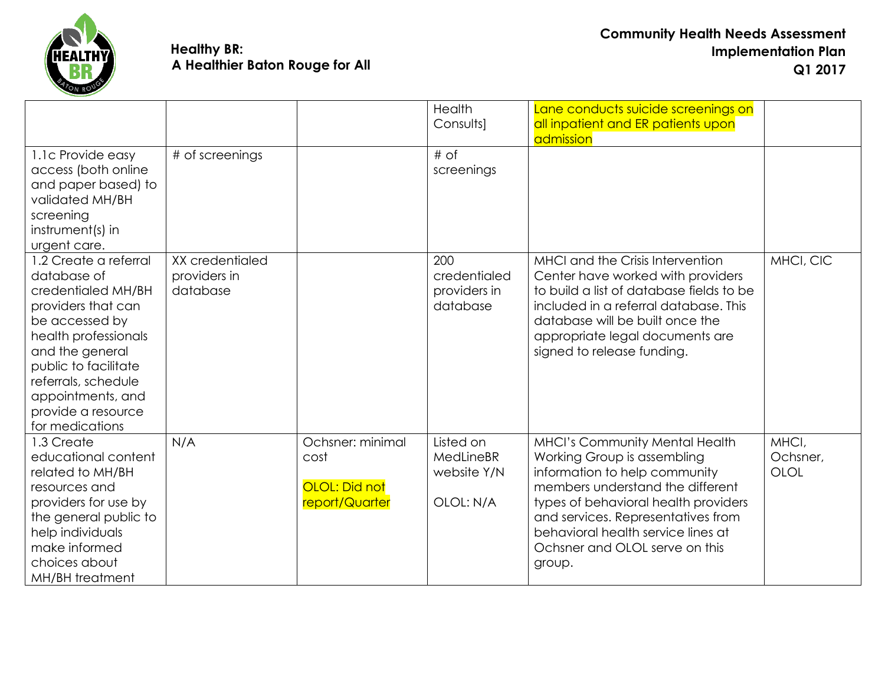|  |  |  | Health Consults] | Lane conducts suicide screenings on all inpatient and ER patients upon admission |  |
|---|---|---|---|---|---|
| 1.1c Provide easy access (both online and paper based) to validated MH/BH screening instrument(s) in urgent care. | # of screenings |  | # of screenings |  |  |
| 1.2 Create a referral database of credentialed MH/BH providers that can be accessed by health professionals and the general public to facilitate referrals, schedule appointments, and provide a resource for medications | XX credentialed providers in database |  | 200 credentialed providers in database | MHCI and the Crisis Intervention Center have worked with providers to build a list of database fields to be included in a referral database. This database will be built once the appropriate legal documents are signed to release funding. | MHCI, CIC |
| 1.3 Create educational content related to MH/BH resources and providers for use by the general public to help individuals make informed choices about MH/BH treatment | N/A | Ochsner: minimal cost<br><br>OLOL: Did not report/Quarter | Listed on MedLineBR website Y/N<br><br>OLOL: N/A | MHCI's Community Mental Health Working Group is assembling information to help community members understand the different types of behavioral health providers and services. Representatives from behavioral health service lines at Ochsner and OLOL serve on this group. | MHCI, Ochsner, OLOL |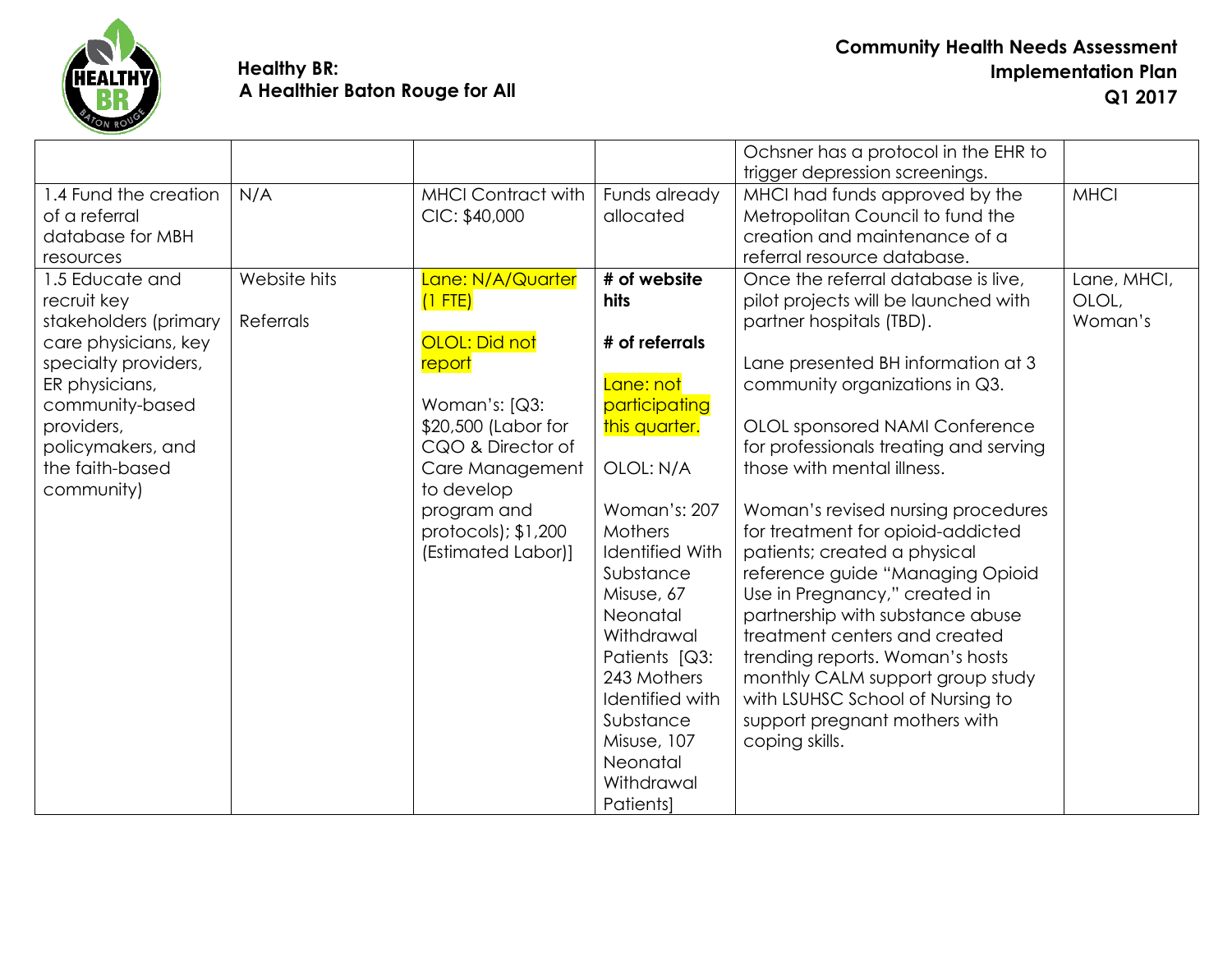| | | | | Ochsner has a protocol in the EHR to trigger depression screenings. | |
|---|---|---|---|---|---|
| 1.4 Fund the creation of a referral database for MBH resources | N/A | MHCI Contract with CIC: $40,000 | Funds already allocated | MHCI had funds approved by the Metropolitan Council to fund the creation and maintenance of a referral resource database. | MHCI |
| 1.5 Educate and recruit key stakeholders (primary care physicians, key specialty providers, ER physicians, community-based providers, policymakers, and the faith-based community) | Website hits<br><br>Referrals | Lane: N/A/Quarter (1 FTE)<br><br>OLOL: Did not report<br><br>Woman's: [Q3: $20,500 (Labor for CQO & Director of Care Management to develop program and protocols); $1,200 (Estimated Labor)] | **# of website hits**<br><br>**# of referrals**<br><br>Lane: not participating this quarter.<br><br>OLOL: N/A<br><br>Woman's: 207 Mothers Identified With Substance Misuse, 67 Neonatal Withdrawal Patients [Q3: 243 Mothers Identified with Substance Misuse, 107 Neonatal Withdrawal Patients] | Once the referral database is live, pilot projects will be launched with partner hospitals (TBD).<br><br>Lane presented BH information at 3 community organizations in Q3.<br><br>OLOL sponsored NAMI Conference for professionals treating and serving those with mental illness.<br><br>Woman's revised nursing procedures for treatment for opioid-addicted patients; created a physical reference guide "Managing Opioid Use in Pregnancy," created in partnership with substance abuse treatment centers and created trending reports. Woman's hosts monthly CALM support group study with LSUHSC School of Nursing to support pregnant mothers with coping skills. | Lane, MHCI, OLOL, Woman's |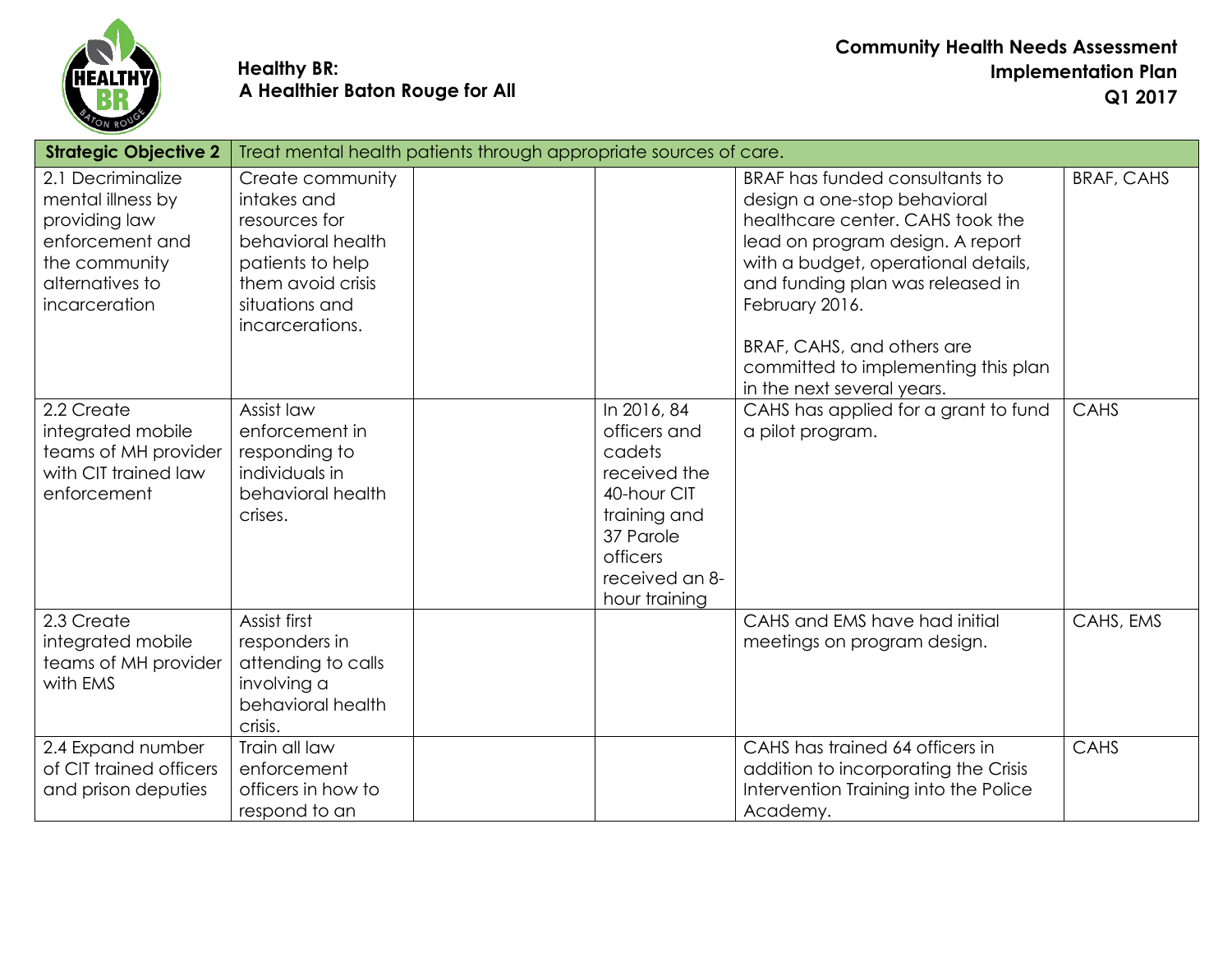**Healthy BR:**
**A Healthier Baton Rouge for All**

**Community Health Needs Assessment Implementation Plan Q1 2017**

| **Strategic Objective 2** | Treat mental health patients through appropriate sources of care. | | | | |
|---|---|---|---|---|---|
| 2.1 Decriminalize mental illness by providing law enforcement and the community alternatives to incarceration | Create community intakes and resources for behavioral health patients to help them avoid crisis situations and incarcerations. | | | BRAF has funded consultants to design a one-stop behavioral healthcare center. CAHS took the lead on program design. A report with a budget, operational details, and funding plan was released in February 2016.<br><br>BRAF, CAHS, and others are committed to implementing this plan in the next several years. | BRAF, CAHS |
| 2.2 Create integrated mobile teams of MH provider with CIT trained law enforcement | Assist law enforcement in responding to individuals in behavioral health crises. | | In 2016, 84 officers and cadets received the 40-hour CIT training and 37 Parole officers received an 8-hour training | CAHS has applied for a grant to fund a pilot program. | CAHS |
| 2.3 Create integrated mobile teams of MH provider with EMS | Assist first responders in attending to calls involving a behavioral health crisis. | | | CAHS and EMS have had initial meetings on program design. | CAHS, EMS |
| 2.4 Expand number of CIT trained officers and prison deputies | Train all law enforcement officers in how to respond to an | | | CAHS has trained 64 officers in addition to incorporating the Crisis Intervention Training into the Police Academy. | CAHS |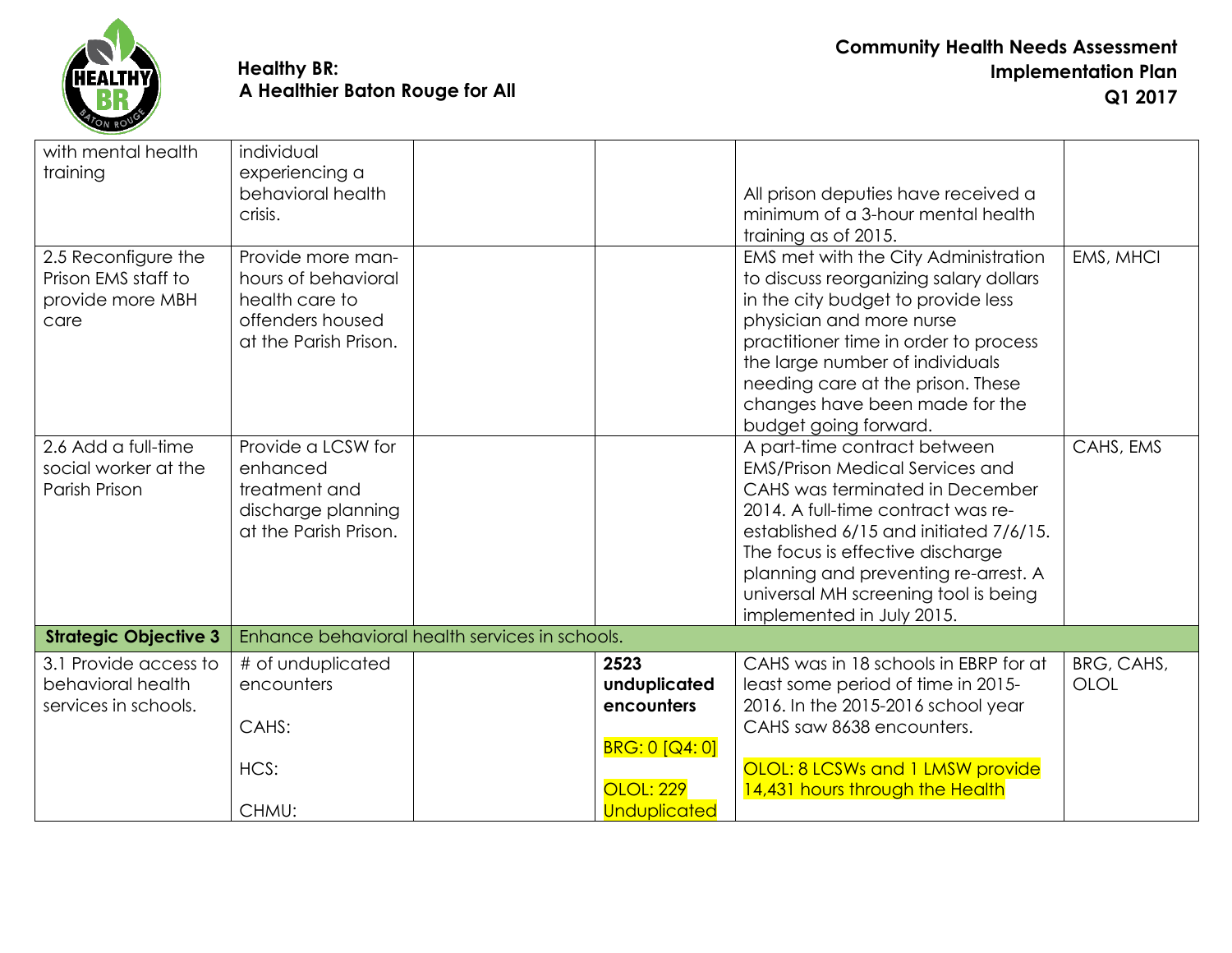| with mental health training | individual experiencing a behavioral health crisis. | | | All prison deputies have received a minimum of a 3-hour mental health training as of 2015. | |
|---|---|---|---|---|---|
| 2.5 Reconfigure the Prison EMS staff to provide more MBH care | Provide more man-hours of behavioral health care to offenders housed at the Parish Prison. | | | EMS met with the City Administration to discuss reorganizing salary dollars in the city budget to provide less physician and more nurse practitioner time in order to process the large number of individuals needing care at the prison. These changes have been made for the budget going forward. | EMS, MHCI |
| 2.6 Add a full-time social worker at the Parish Prison | Provide a LCSW for enhanced treatment and discharge planning at the Parish Prison. | | | A part-time contract between EMS/Prison Medical Services and CAHS was terminated in December 2014. A full-time contract was re-established 6/15 and initiated 7/6/15. The focus is effective discharge planning and preventing re-arrest. A universal MH screening tool is being implemented in July 2015. | CAHS, EMS |
| **Strategic Objective 3** | Enhance behavioral health services in schools. | | | | |
| 3.1 Provide access to behavioral health services in schools. | # of unduplicated encounters<br><br>CAHS:<br><br>HCS:<br><br>CHMU: | | **2523 unduplicated encounters**<br><br>BRG: 0 [Q4: 0]<br><br>OLOL: 229 Unduplicated | CAHS was in 18 schools in EBRP for at least some period of time in 2015-2016. In the 2015-2016 school year CAHS saw 8638 encounters.<br><br>OLOL: 8 LCSWs and 1 LMSW provide 14,431 hours through the Health | BRG, CAHS, OLOL |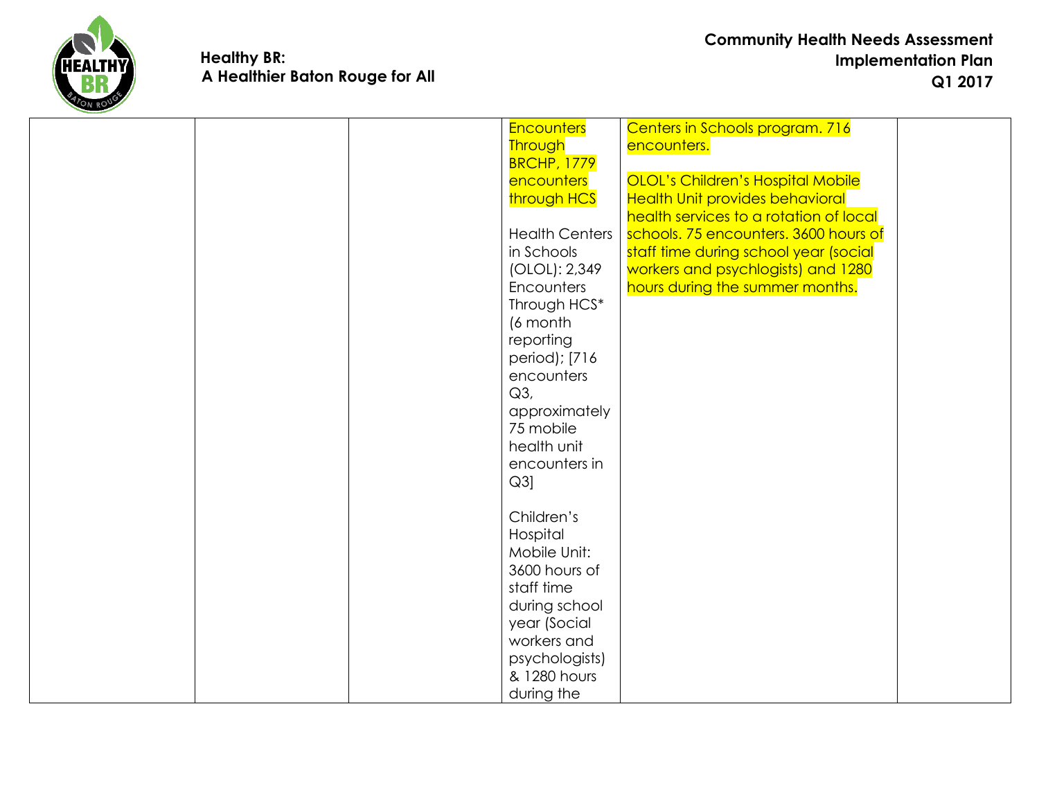| | | | | | |
|---|---|---|---|---|---|
| | | | Encounters Through BRCHP, 1779 encounters through HCS<br><br>Health Centers in Schools (OLOL): 2,349 Encounters Through HCS* (6 month reporting period); [716 encounters Q3, approximately 75 mobile health unit encounters in Q3]<br><br>Children's Hospital Mobile Unit: 3600 hours of staff time during school year (Social workers and psychologists) & 1280 hours during the | Centers in Schools program. 716 encounters.<br><br>OLOL's Children's Hospital Mobile Health Unit provides behavioral health services to a rotation of local schools. 75 encounters. 3600 hours of staff time during school year (social workers and psychlogists) and 1280 hours during the summer months. | |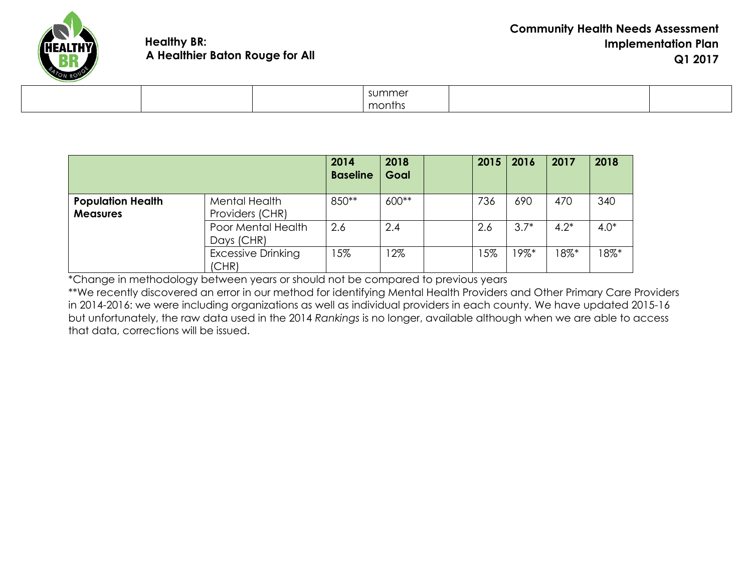| | | | summer months | | |
|---|---|---|---|---|---|

| | | 2014 Baseline | 2018 Goal | | 2015 | 2016 | 2017 | 2018 |
|---|---|---|---|---|---|---|---|---|
| **Population Health Measures** | Mental Health Providers (CHR) | 850** | 600** | | 736 | 690 | 470 | 340 |
| | Poor Mental Health Days (CHR) | 2.6 | 2.4 | | 2.6 | 3.7* | 4.2* | 4.0* |
| | Excessive Drinking (CHR) | 15% | 12% | | 15% | 19%* | 18%* | 18%* |

*Change in methodology between years or should not be compared to previous years

**We recently discovered an error in our method for identifying Mental Health Providers and Other Primary Care Providers in 2014-2016: we were including organizations as well as individual providers in each county. We have updated 2015-16 but unfortunately, the raw data used in the 2014 *Rankings* is no longer, available although when we are able to access that data, corrections will be issued.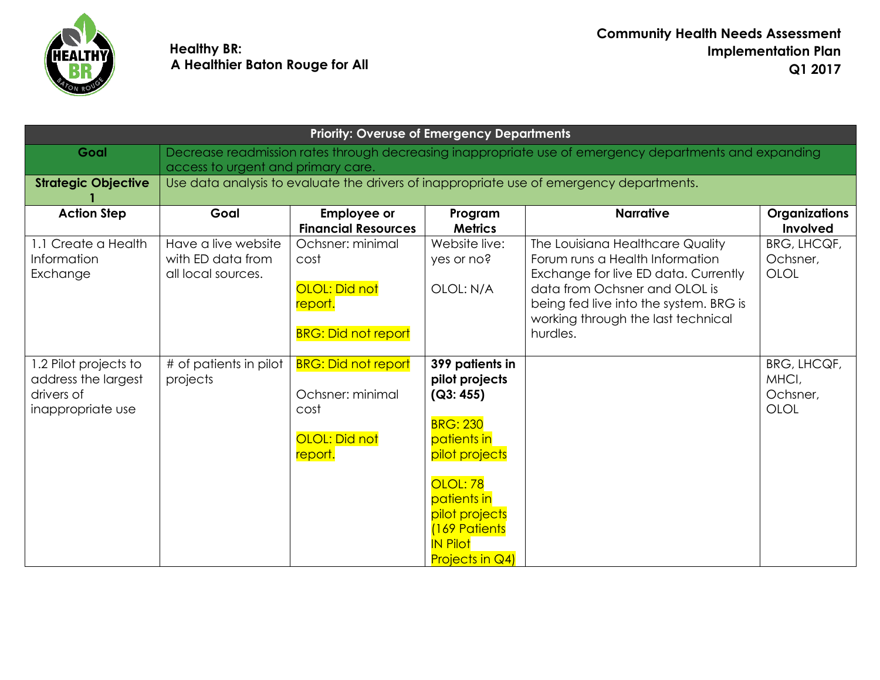**Healthy BR:**
**A Healthier Baton Rouge for All**

**Community Health Needs Assessment**
**Implementation Plan**
**Q1 2017**

| **Priority: Overuse of Emergency Departments** | | | | | |
|---|---|---|---|---|---|
| **Goal** | Decrease readmission rates through decreasing inappropriate use of emergency departments and expanding access to urgent and primary care. | | | | |
| **Strategic Objective 1** | Use data analysis to evaluate the drivers of inappropriate use of emergency departments. | | | | |
| **Action Step** | **Goal** | **Employee or Financial Resources** | **Program Metrics** | **Narrative** | **Organizations Involved** |
| 1.1 Create a Health Information Exchange | Have a live website with ED data from all local sources. | Ochsner: minimal cost<br><br>OLOL: Did not report.<br><br>BRG: Did not report | Website live: yes or no?<br><br>OLOL: N/A | The Louisiana Healthcare Quality Forum runs a Health Information Exchange for live ED data. Currently data from Ochsner and OLOL is being fed live into the system. BRG is working through the last technical hurdles. | BRG, LHCQF, Ochsner, OLOL |
| 1.2 Pilot projects to address the largest drivers of inappropriate use | # of patients in pilot projects | BRG: Did not report<br><br>Ochsner: minimal cost<br><br>OLOL: Did not report. | **399 patients in pilot projects (Q3: 455)**<br><br>BRG: 230 patients in pilot projects<br><br>OLOL: 78 patients in pilot projects (169 Patients IN Pilot Projects in Q4) | | BRG, LHCQF, MHCI, Ochsner, OLOL |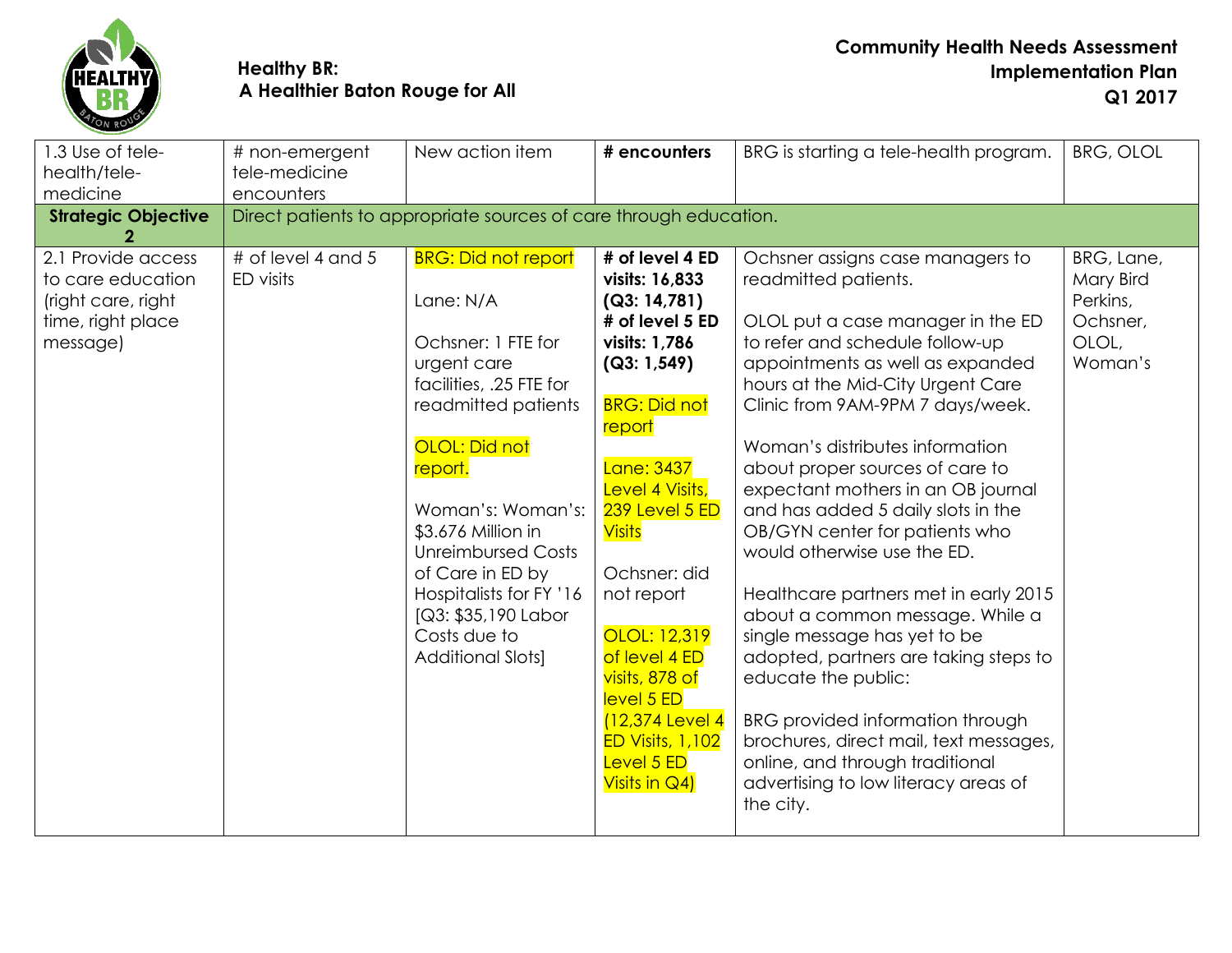| 1.3 Use of tele-health/tele-medicine | # non-emergent tele-medicine encounters | New action item | **# encounters** | BRG is starting a tele-health program. | BRG, OLOL |
|---|---|---|---|---|---|
| **Strategic Objective 2** | Direct patients to appropriate sources of care through education. | | | | |
| 2.1 Provide access to care education (right care, right time, right place message) | # of level 4 and 5 ED visits | BRG: Did not report<br><br>Lane: N/A<br><br>Ochsner: 1 FTE for urgent care facilities, .25 FTE for readmitted patients<br><br>OLOL: Did not report.<br><br>Woman's: Woman's: $3.676 Million in Unreimbursed Costs of Care in ED by Hospitalists for FY '16 [Q3: $35,190 Labor Costs due to Additional Slots] | **# of level 4 ED visits: 16,833 (Q3: 14,781)**<br>**# of level 5 ED visits: 1,786 (Q3: 1,549)**<br><br>BRG: Did not report<br><br>Lane: 3437 Level 4 Visits, 239 Level 5 ED Visits<br><br>Ochsner: did not report<br><br>OLOL: 12,319 of level 4 ED visits, 878 of level 5 ED (12,374 Level 4 ED Visits, 1,102 Level 5 ED Visits in Q4) | Ochsner assigns case managers to readmitted patients.<br><br>OLOL put a case manager in the ED to refer and schedule follow-up appointments as well as expanded hours at the Mid-City Urgent Care Clinic from 9AM-9PM 7 days/week.<br><br>Woman's distributes information about proper sources of care to expectant mothers in an OB journal and has added 5 daily slots in the OB/GYN center for patients who would otherwise use the ED.<br><br>Healthcare partners met in early 2015 about a common message. While a single message has yet to be adopted, partners are taking steps to educate the public:<br><br>BRG provided information through brochures, direct mail, text messages, online, and through traditional advertising to low literacy areas of the city. | BRG, Lane, Mary Bird Perkins, Ochsner, OLOL, Woman's |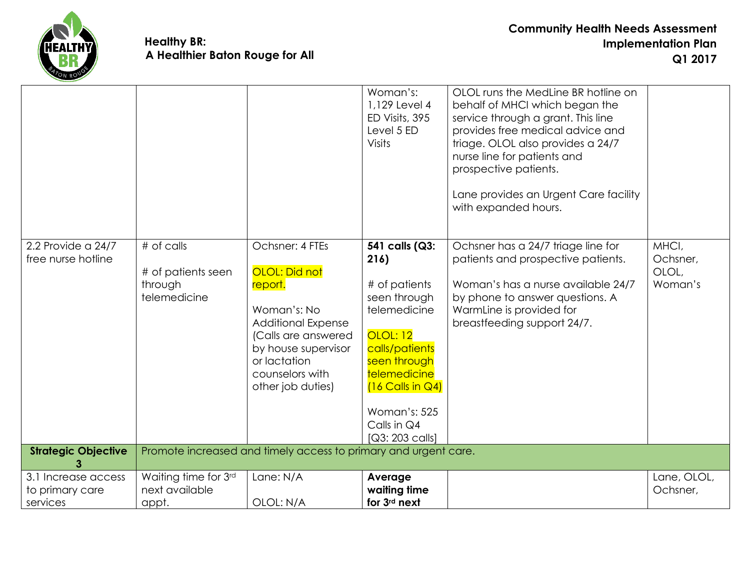| | | | | | |
|---|---|---|---|---|---|
| | | | Woman's: 1,129 Level 4 ED Visits, 395 Level 5 ED Visits | OLOL runs the MedLine BR hotline on behalf of MHCI which began the service through a grant. This line provides free medical advice and triage. OLOL also provides a 24/7 nurse line for patients and prospective patients.<br><br>Lane provides an Urgent Care facility with expanded hours. | |
| 2.2 Provide a 24/7 free nurse hotline | # of calls<br><br># of patients seen through telemedicine | Ochsner: 4 FTEs<br><br>OLOL: Did not report.<br><br>Woman's: No Additional Expense (Calls are answered by house supervisor or lactation counselors with other job duties) | **541 calls (Q3: 216)**<br><br># of patients seen through telemedicine<br><br>OLOL: 12 calls/patients seen through telemedicine (16 Calls in Q4)<br><br>Woman's: 525 Calls in Q4 [Q3: 203 calls] | Ochsner has a 24/7 triage line for patients and prospective patients.<br><br>Woman's has a nurse available 24/7 by phone to answer questions. A WarmLine is provided for breastfeeding support 24/7. | MHCI, Ochsner, OLOL, Woman's |
| **Strategic Objective 3** | Promote increased and timely access to primary and urgent care. | | | | |
| 3.1 Increase access to primary care services | Waiting time for 3rd next available appt. | Lane: N/A<br><br>OLOL: N/A | **Average waiting time for 3rd next** | | Lane, OLOL, Ochsner, |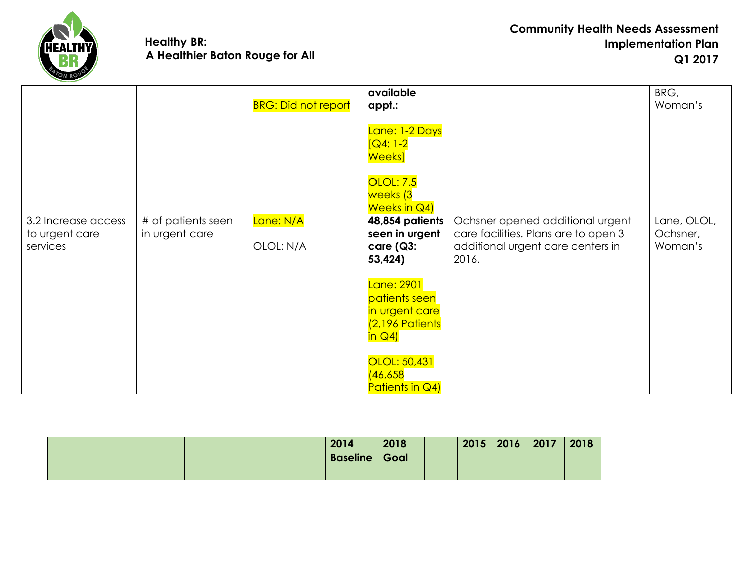| | | | | | |
|---|---|---|---|---|---|
| | | BRG: Did not report | **available appt.:**<br><br>Lane: 1-2 Days [Q4: 1-2 Weeks]<br><br>OLOL: 7.5 weeks (3 Weeks in Q4) | | BRG, Woman's |
| 3.2 Increase access to urgent care services | # of patients seen in urgent care | Lane: N/A<br><br>OLOL: N/A | **48,854 patients seen in urgent care (Q3: 53,424)**<br><br>Lane: 2901 patients seen in urgent care (2,196 Patients in Q4)<br><br>OLOL: 50,431 (46,658 Patients in Q4) | Ochsner opened additional urgent care facilities. Plans are to open 3 additional urgent care centers in 2016. | Lane, OLOL, Ochsner, Woman's |

| | | 2014 Baseline | 2018 Goal | | 2015 | 2016 | 2017 | 2018 |
|---|---|---|---|---|---|---|---|---|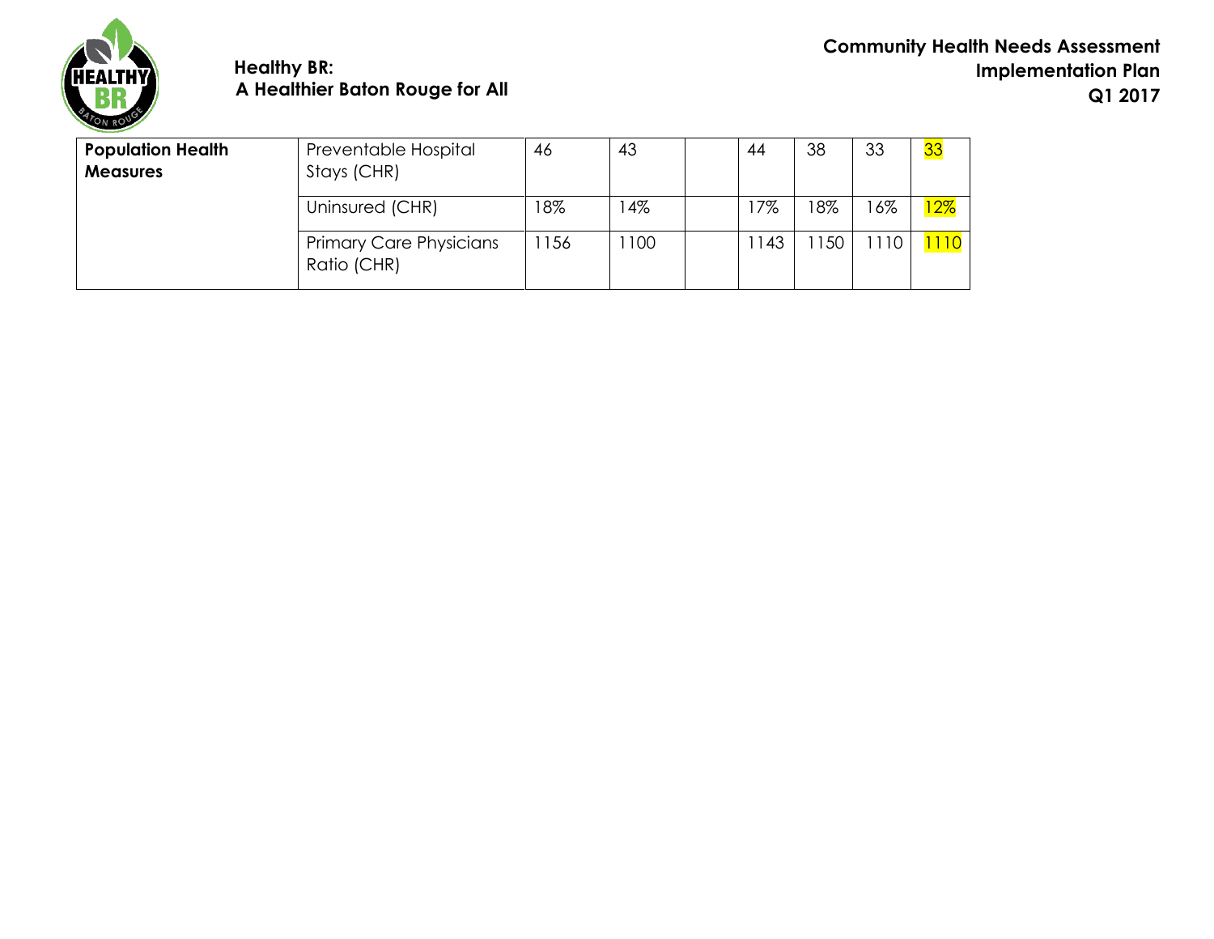| Population Health Measures | Preventable Hospital Stays (CHR) | 46 | 43 | | 44 | 38 | 33 | 33 |
|---|---|---|---|---|---|---|---|---|
| | Uninsured (CHR) | 18% | 14% | | 17% | 18% | 16% | 12% |
| | Primary Care Physicians Ratio (CHR) | 1156 | 1100 | | 1143 | 1150 | 1110 | 1110 |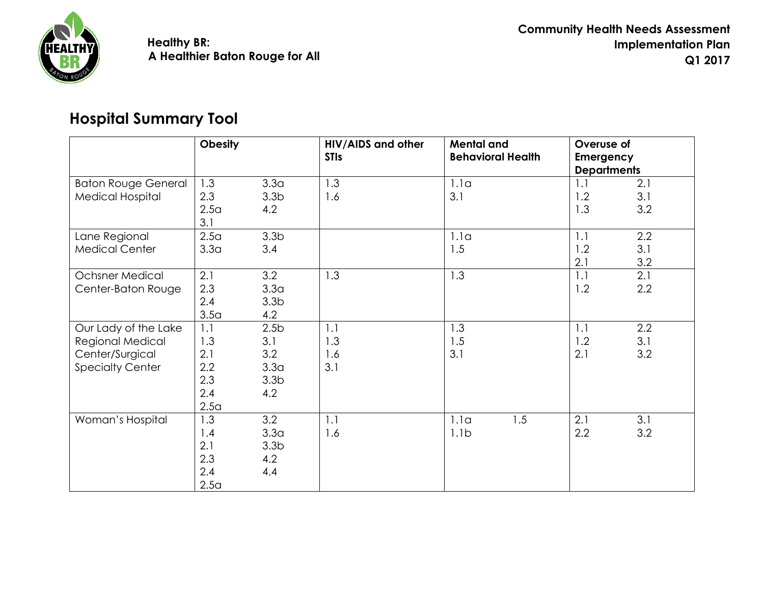# Hospital Summary Tool

| | Obesity | HIV/AIDS and other STIs | Mental and Behavioral Health | Overuse of Emergency Departments |
|---|---|---|---|---|
| Baton Rouge General Medical Hospital | 1.3, 2.3, 2.5a, 3.1, 3.3a, 3.3b, 4.2 | 1.3, 1.6 | 1.1a, 3.1 | 1.1, 1.2, 1.3, 2.1, 3.1, 3.2 |
| Lane Regional Medical Center | 2.5a, 3.3a, 3.3b, 3.4 | | 1.1a, 1.5 | 1.1, 1.2, 2.1, 2.2, 3.1, 3.2 |
| Ochsner Medical Center-Baton Rouge | 2.1, 2.3, 2.4, 3.5a, 3.2, 3.3a, 3.3b, 4.2 | 1.3 | 1.3 | 1.1, 1.2, 2.1, 2.2 |
| Our Lady of the Lake Regional Medical Center/Surgical Specialty Center | 1.1, 1.3, 2.1, 2.2, 2.3, 2.4, 2.5a, 2.5b, 3.1, 3.2, 3.3a, 3.3b, 4.2 | 1.1, 1.3, 1.6, 3.1 | 1.3, 1.5, 3.1 | 1.1, 1.2, 2.1, 2.2, 3.1, 3.2 |
| Woman's Hospital | 1.3, 1.4, 2.1, 2.3, 2.4, 2.5a, 3.2, 3.3a, 3.3b, 4.2, 4.4 | 1.1, 1.6 | 1.1a, 1.1b, 1.5 | 2.1, 2.2, 3.1, 3.2 |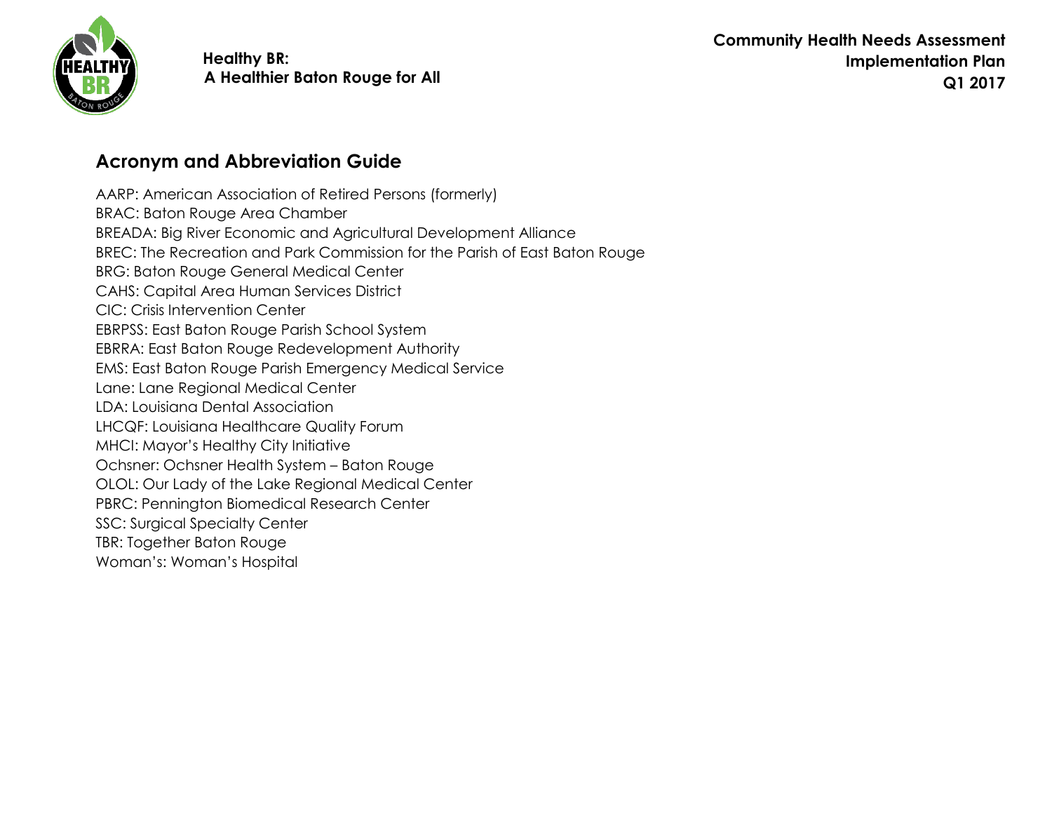## Acronym and Abbreviation Guide

AARP: American Association of Retired Persons (formerly)
BRAC: Baton Rouge Area Chamber
BREADA: Big River Economic and Agricultural Development Alliance
BREC: The Recreation and Park Commission for the Parish of East Baton Rouge
BRG: Baton Rouge General Medical Center
CAHS: Capital Area Human Services District
CIC: Crisis Intervention Center
EBRPSS: East Baton Rouge Parish School System
EBRRA: East Baton Rouge Redevelopment Authority
EMS: East Baton Rouge Parish Emergency Medical Service
Lane: Lane Regional Medical Center
LDA: Louisiana Dental Association
LHCQF: Louisiana Healthcare Quality Forum
MHCI: Mayor's Healthy City Initiative
Ochsner: Ochsner Health System – Baton Rouge
OLOL: Our Lady of the Lake Regional Medical Center
PBRC: Pennington Biomedical Research Center
SSC: Surgical Specialty Center
TBR: Together Baton Rouge
Woman's: Woman's Hospital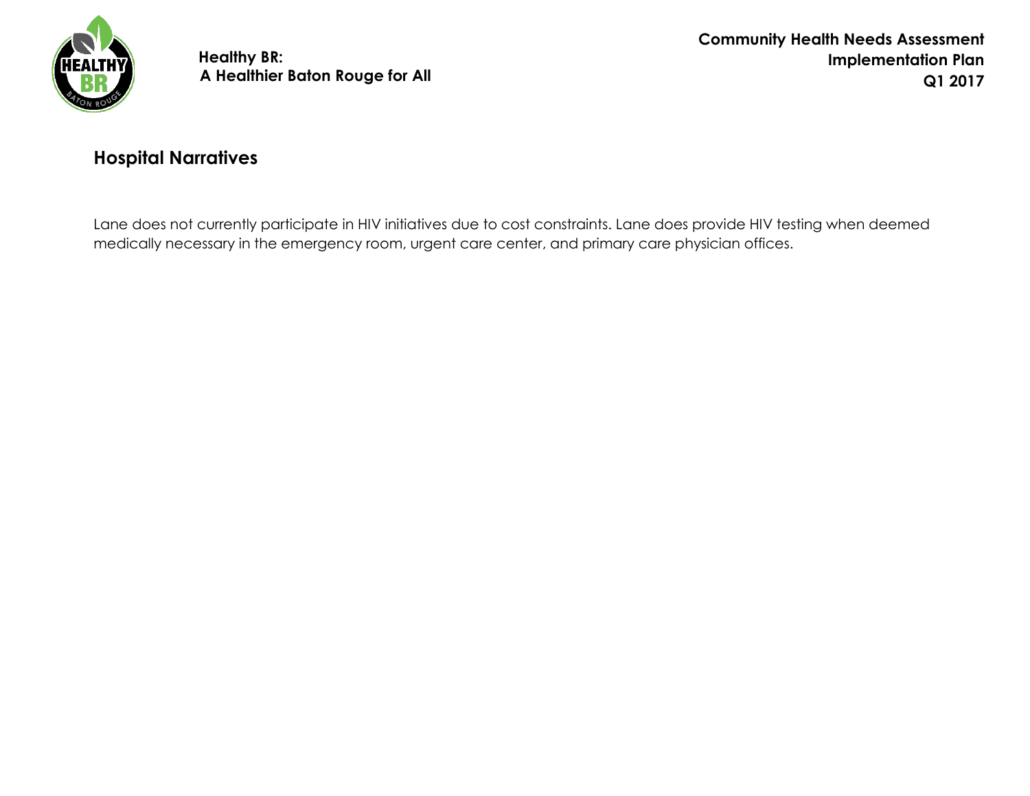## Hospital Narratives

Lane does not currently participate in HIV initiatives due to cost constraints. Lane does provide HIV testing when deemed medically necessary in the emergency room, urgent care center, and primary care physician offices.